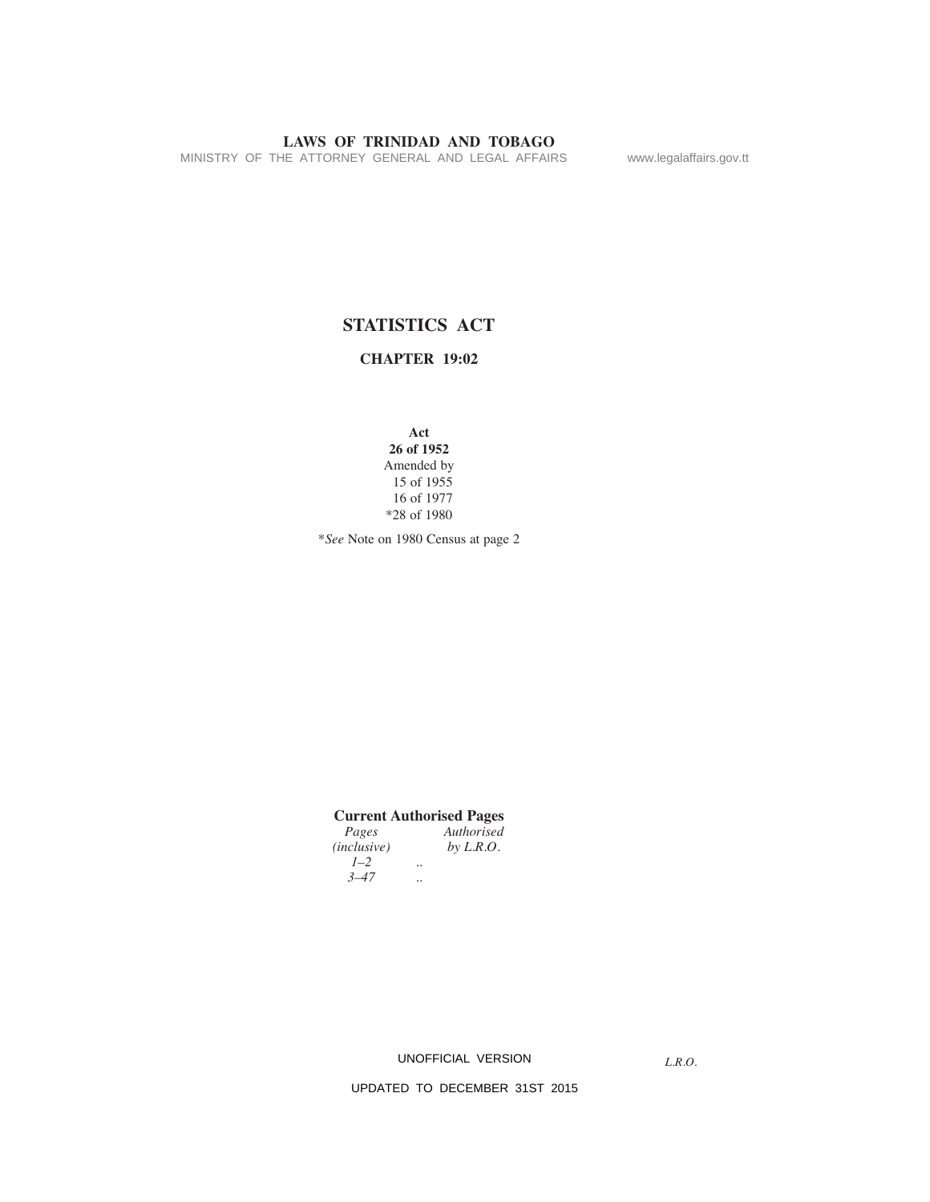# STATISTICS ACT

## CHAPTER 19:02

**Act**
**26 of 1952**
Amended by
15 of 1955
16 of 1977
*28 of 1980

**See* Note on 1980 Census at page 2

**Current Authorised Pages**

| *Pages (inclusive)* | | *Authorised by L.R.O.* |
|---|---|---|
| *1–2* | .. | |
| *3–47* | .. | |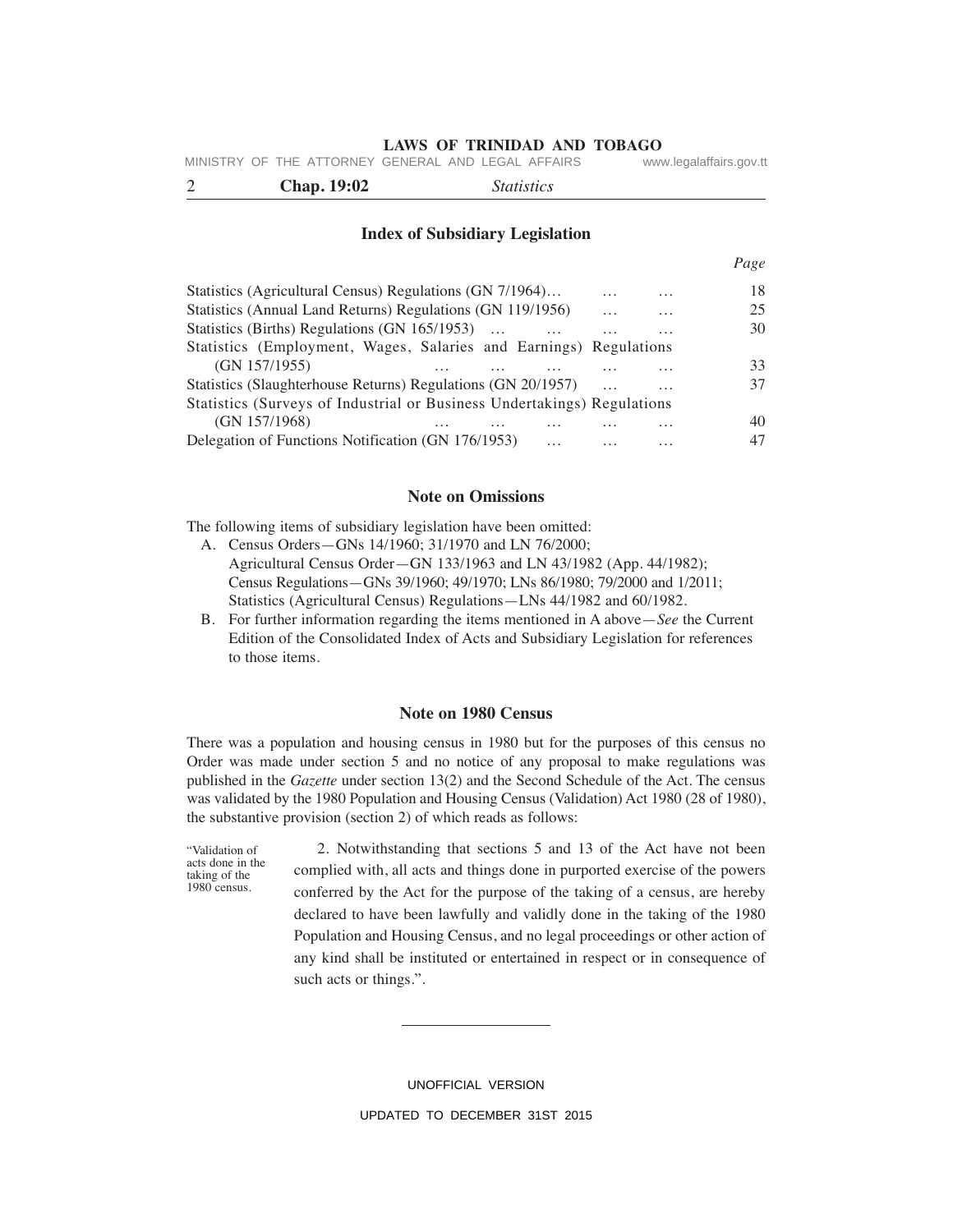## Index of Subsidiary Legislation

| | Page |
|---|---|
| Statistics (Agricultural Census) Regulations (GN 7/1964)… … … | 18 |
| Statistics (Annual Land Returns) Regulations (GN 119/1956) … … | 25 |
| Statistics (Births) Regulations (GN 165/1953) … … … … | 30 |
| Statistics (Employment, Wages, Salaries and Earnings) Regulations (GN 157/1955) … … … … … | 33 |
| Statistics (Slaughterhouse Returns) Regulations (GN 20/1957) … … | 37 |
| Statistics (Surveys of Industrial or Business Undertakings) Regulations (GN 157/1968) … … … … … | 40 |
| Delegation of Functions Notification (GN 176/1953) … … … | 47 |

## Note on Omissions

The following items of subsidiary legislation have been omitted:

A. Census Orders—GNs 14/1960; 31/1970 and LN 76/2000;
Agricultural Census Order—GN 133/1963 and LN 43/1982 (App. 44/1982);
Census Regulations—GNs 39/1960; 49/1970; LNs 86/1980; 79/2000 and 1/2011;
Statistics (Agricultural Census) Regulations—LNs 44/1982 and 60/1982.

B. For further information regarding the items mentioned in A above—*See* the Current Edition of the Consolidated Index of Acts and Subsidiary Legislation for references to those items.

## Note on 1980 Census

There was a population and housing census in 1980 but for the purposes of this census no Order was made under section 5 and no notice of any proposal to make regulations was published in the *Gazette* under section 13(2) and the Second Schedule of the Act. The census was validated by the 1980 Population and Housing Census (Validation) Act 1980 (28 of 1980), the substantive provision (section 2) of which reads as follows:

"Validation of acts done in the taking of the 1980 census.

2. Notwithstanding that sections 5 and 13 of the Act have not been complied with, all acts and things done in purported exercise of the powers conferred by the Act for the purpose of the taking of a census, are hereby declared to have been lawfully and validly done in the taking of the 1980 Population and Housing Census, and no legal proceedings or other action of any kind shall be instituted or entertained in respect or in consequence of such acts or things.".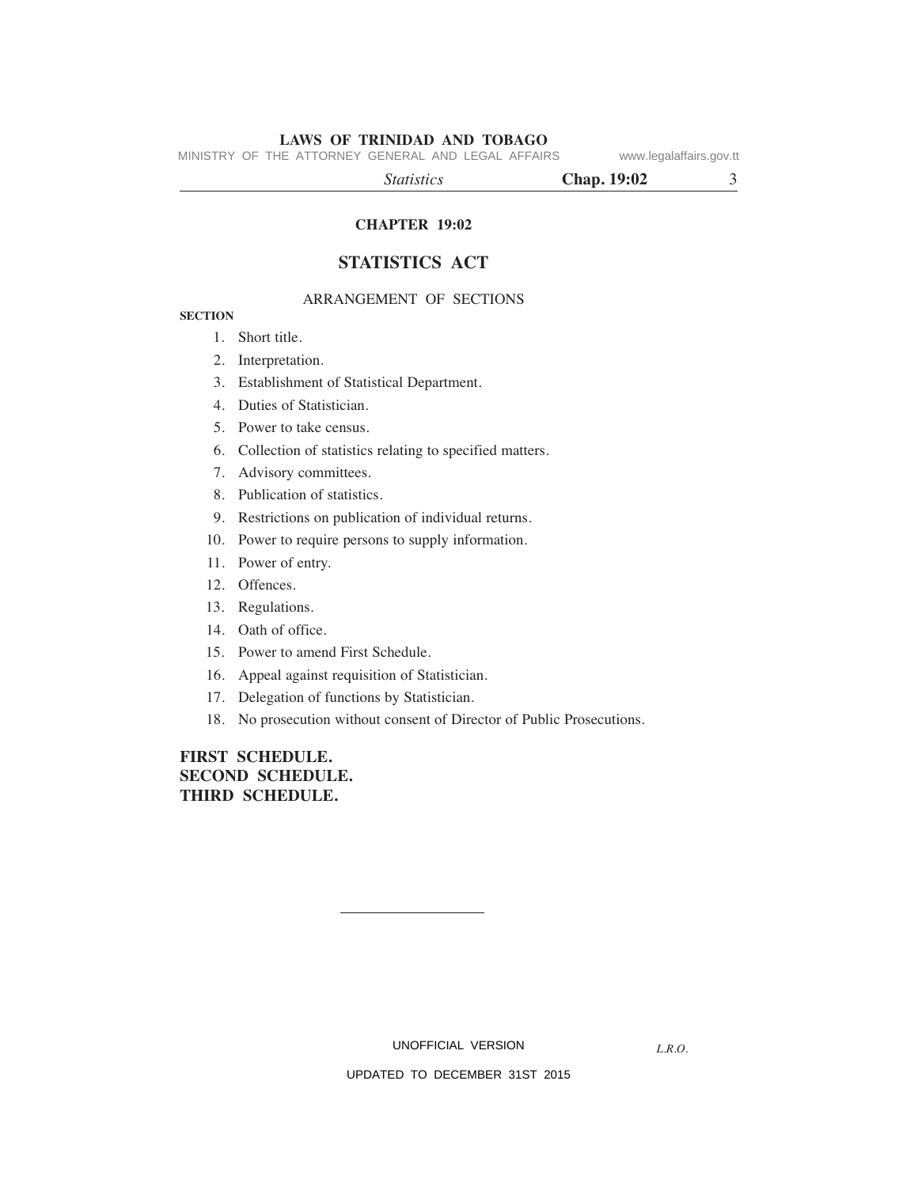## CHAPTER 19:02

# STATISTICS ACT

ARRANGEMENT OF SECTIONS

**SECTION**

1. Short title.
2. Interpretation.
3. Establishment of Statistical Department.
4. Duties of Statistician.
5. Power to take census.
6. Collection of statistics relating to specified matters.
7. Advisory committees.
8. Publication of statistics.
9. Restrictions on publication of individual returns.
10. Power to require persons to supply information.
11. Power of entry.
12. Offences.
13. Regulations.
14. Oath of office.
15. Power to amend First Schedule.
16. Appeal against requisition of Statistician.
17. Delegation of functions by Statistician.
18. No prosecution without consent of Director of Public Prosecutions.

**FIRST SCHEDULE.**
**SECOND SCHEDULE.**
**THIRD SCHEDULE.**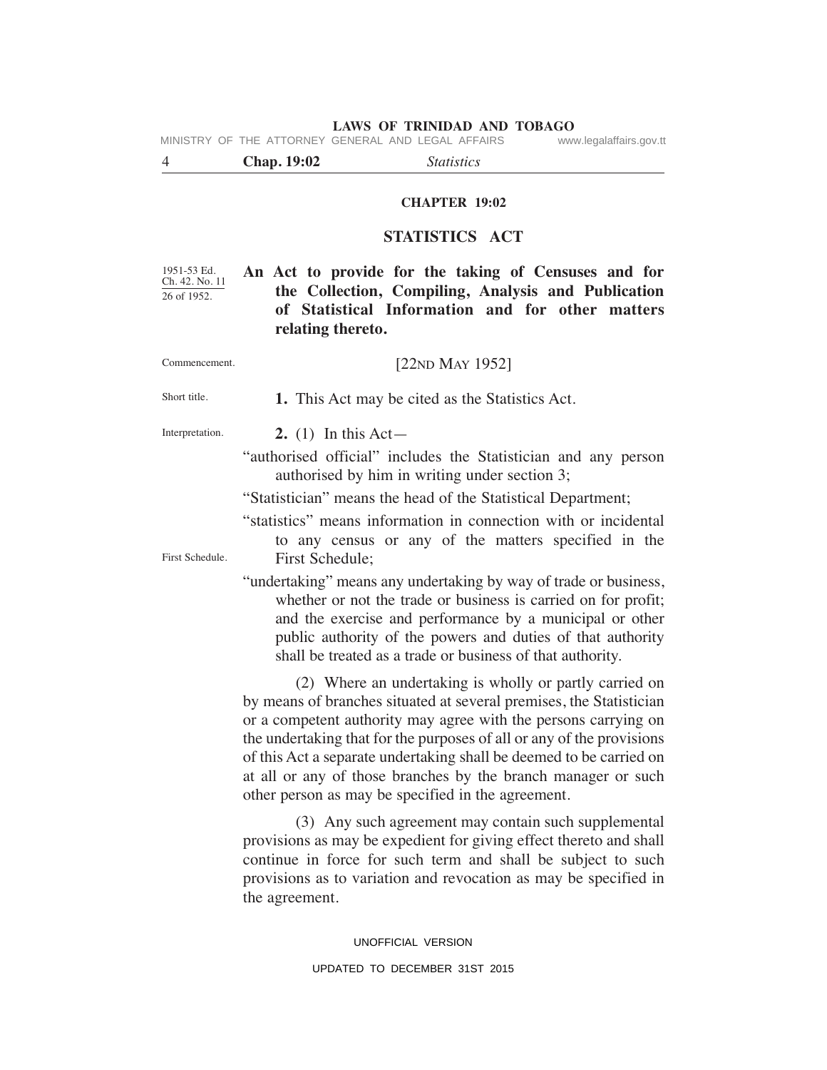## CHAPTER 19:02

# STATISTICS ACT

1951-53 Ed. Ch. 42. No. 11
26 of 1952.

**An Act to provide for the taking of Censuses and for the Collection, Compiling, Analysis and Publication of Statistical Information and for other matters relating thereto.**

Commencement.

[22ND MAY 1952]

Short title.

**1.** This Act may be cited as the Statistics Act.

Interpretation.

**2.** (1) In this Act—

"authorised official" includes the Statistician and any person authorised by him in writing under section 3;

"Statistician" means the head of the Statistical Department;

"statistics" means information in connection with or incidental to any census or any of the matters specified in the First Schedule;

First Schedule.

"undertaking" means any undertaking by way of trade or business, whether or not the trade or business is carried on for profit; and the exercise and performance by a municipal or other public authority of the powers and duties of that authority shall be treated as a trade or business of that authority.

(2) Where an undertaking is wholly or partly carried on by means of branches situated at several premises, the Statistician or a competent authority may agree with the persons carrying on the undertaking that for the purposes of all or any of the provisions of this Act a separate undertaking shall be deemed to be carried on at all or any of those branches by the branch manager or such other person as may be specified in the agreement.

(3) Any such agreement may contain such supplemental provisions as may be expedient for giving effect thereto and shall continue in force for such term and shall be subject to such provisions as to variation and revocation as may be specified in the agreement.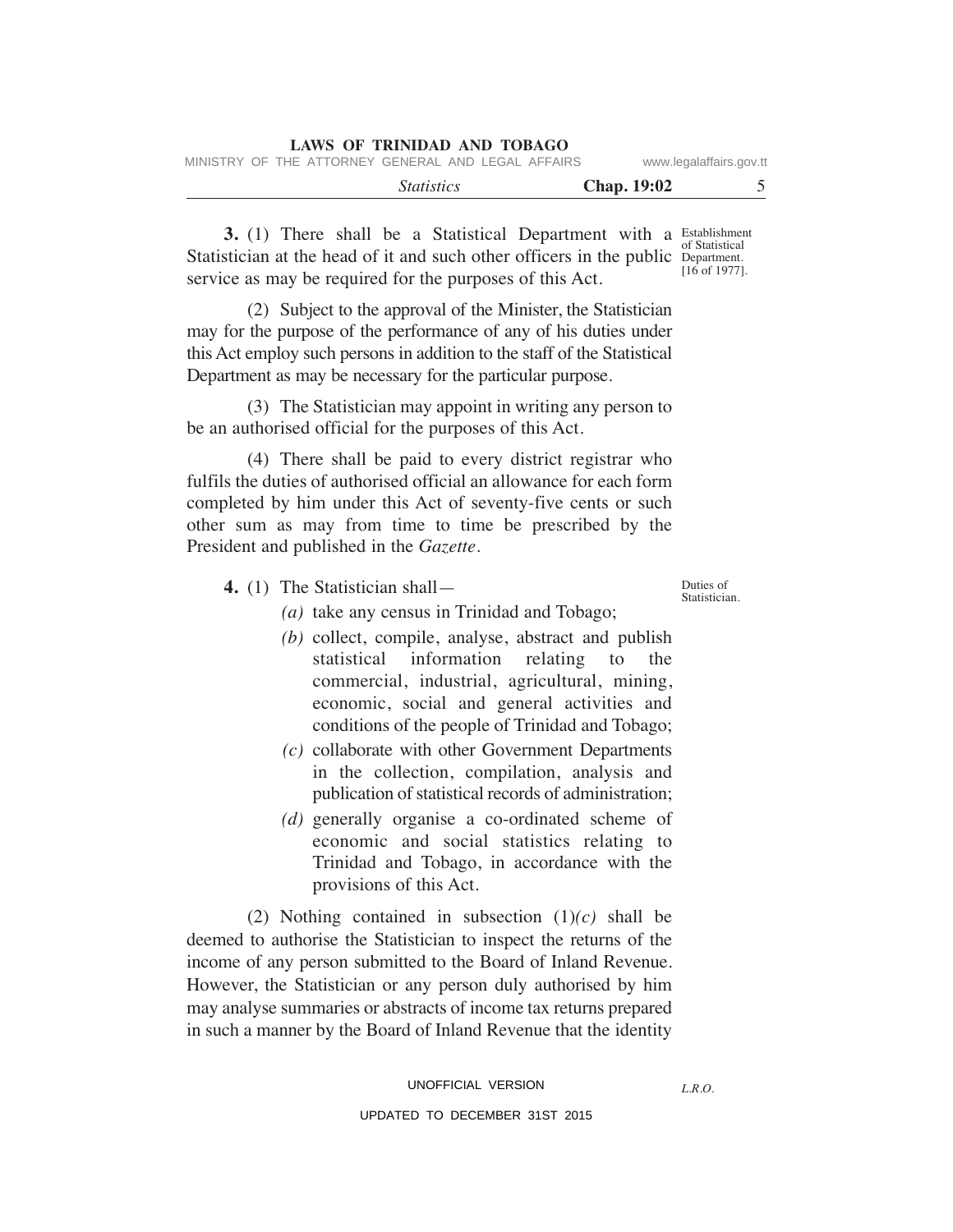**3.** (1) There shall be a Statistical Department with a Statistician at the head of it and such other officers in the public service as may be required for the purposes of this Act.

Establishment of Statistical Department. [16 of 1977].

(2) Subject to the approval of the Minister, the Statistician may for the purpose of the performance of any of his duties under this Act employ such persons in addition to the staff of the Statistical Department as may be necessary for the particular purpose.

(3) The Statistician may appoint in writing any person to be an authorised official for the purposes of this Act.

(4) There shall be paid to every district registrar who fulfils the duties of authorised official an allowance for each form completed by him under this Act of seventy-five cents or such other sum as may from time to time be prescribed by the President and published in the *Gazette*.

Duties of Statistician.

**4.** (1) The Statistician shall—

*(a)* take any census in Trinidad and Tobago;

*(b)* collect, compile, analyse, abstract and publish statistical information relating to the commercial, industrial, agricultural, mining, economic, social and general activities and conditions of the people of Trinidad and Tobago;

*(c)* collaborate with other Government Departments in the collection, compilation, analysis and publication of statistical records of administration;

*(d)* generally organise a co-ordinated scheme of economic and social statistics relating to Trinidad and Tobago, in accordance with the provisions of this Act.

(2) Nothing contained in subsection (1)*(c)* shall be deemed to authorise the Statistician to inspect the returns of the income of any person submitted to the Board of Inland Revenue. However, the Statistician or any person duly authorised by him may analyse summaries or abstracts of income tax returns prepared in such a manner by the Board of Inland Revenue that the identity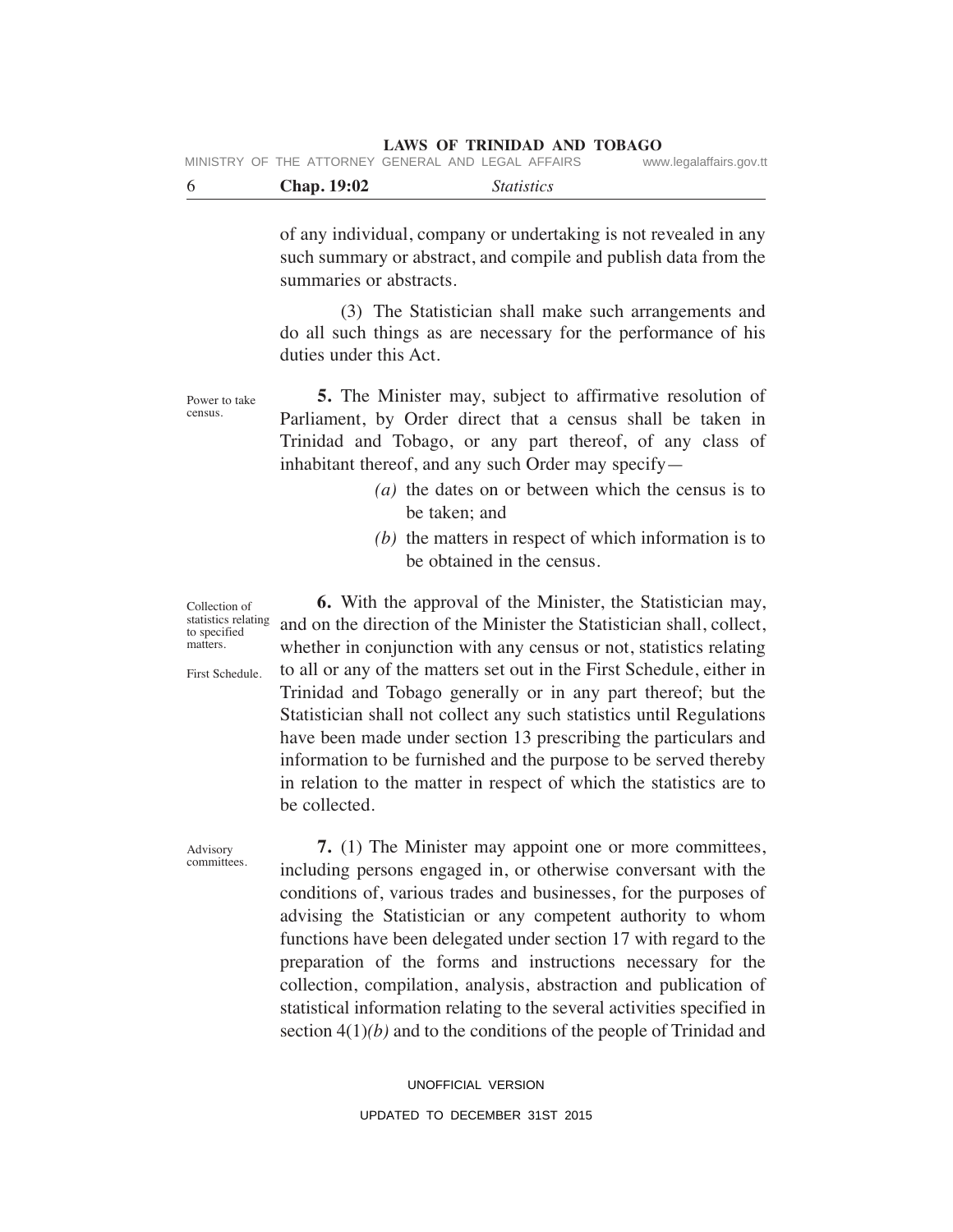of any individual, company or undertaking is not revealed in any such summary or abstract, and compile and publish data from the summaries or abstracts.

(3) The Statistician shall make such arrangements and do all such things as are necessary for the performance of his duties under this Act.

Power to take census.

**5.** The Minister may, subject to affirmative resolution of Parliament, by Order direct that a census shall be taken in Trinidad and Tobago, or any part thereof, of any class of inhabitant thereof, and any such Order may specify—

*(a)* the dates on or between which the census is to be taken; and

*(b)* the matters in respect of which information is to be obtained in the census.

Collection of statistics relating to specified matters.

First Schedule.

**6.** With the approval of the Minister, the Statistician may, and on the direction of the Minister the Statistician shall, collect, whether in conjunction with any census or not, statistics relating to all or any of the matters set out in the First Schedule, either in Trinidad and Tobago generally or in any part thereof; but the Statistician shall not collect any such statistics until Regulations have been made under section 13 prescribing the particulars and information to be furnished and the purpose to be served thereby in relation to the matter in respect of which the statistics are to be collected.

Advisory committees.

**7.** (1) The Minister may appoint one or more committees, including persons engaged in, or otherwise conversant with the conditions of, various trades and businesses, for the purposes of advising the Statistician or any competent authority to whom functions have been delegated under section 17 with regard to the preparation of the forms and instructions necessary for the collection, compilation, analysis, abstraction and publication of statistical information relating to the several activities specified in section 4(1)*(b)* and to the conditions of the people of Trinidad and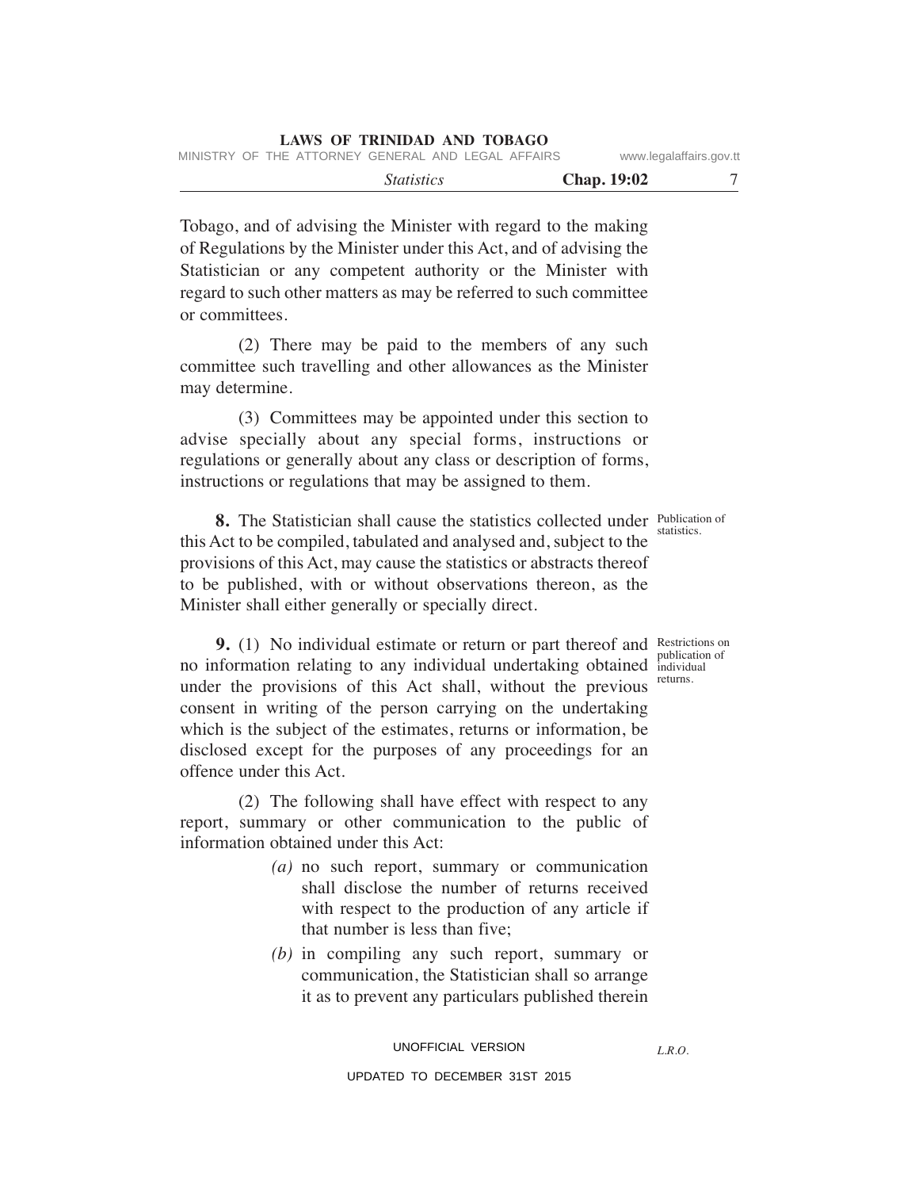Tobago, and of advising the Minister with regard to the making of Regulations by the Minister under this Act, and of advising the Statistician or any competent authority or the Minister with regard to such other matters as may be referred to such committee or committees.

(2) There may be paid to the members of any such committee such travelling and other allowances as the Minister may determine.

(3) Committees may be appointed under this section to advise specially about any special forms, instructions or regulations or generally about any class or description of forms, instructions or regulations that may be assigned to them.

*Publication of statistics.*

**8.** The Statistician shall cause the statistics collected under this Act to be compiled, tabulated and analysed and, subject to the provisions of this Act, may cause the statistics or abstracts thereof to be published, with or without observations thereon, as the Minister shall either generally or specially direct.

*Restrictions on publication of individual returns.*

**9.** (1) No individual estimate or return or part thereof and no information relating to any individual undertaking obtained under the provisions of this Act shall, without the previous consent in writing of the person carrying on the undertaking which is the subject of the estimates, returns or information, be disclosed except for the purposes of any proceedings for an offence under this Act.

(2) The following shall have effect with respect to any report, summary or other communication to the public of information obtained under this Act:

*(a)* no such report, summary or communication shall disclose the number of returns received with respect to the production of any article if that number is less than five;

*(b)* in compiling any such report, summary or communication, the Statistician shall so arrange it as to prevent any particulars published therein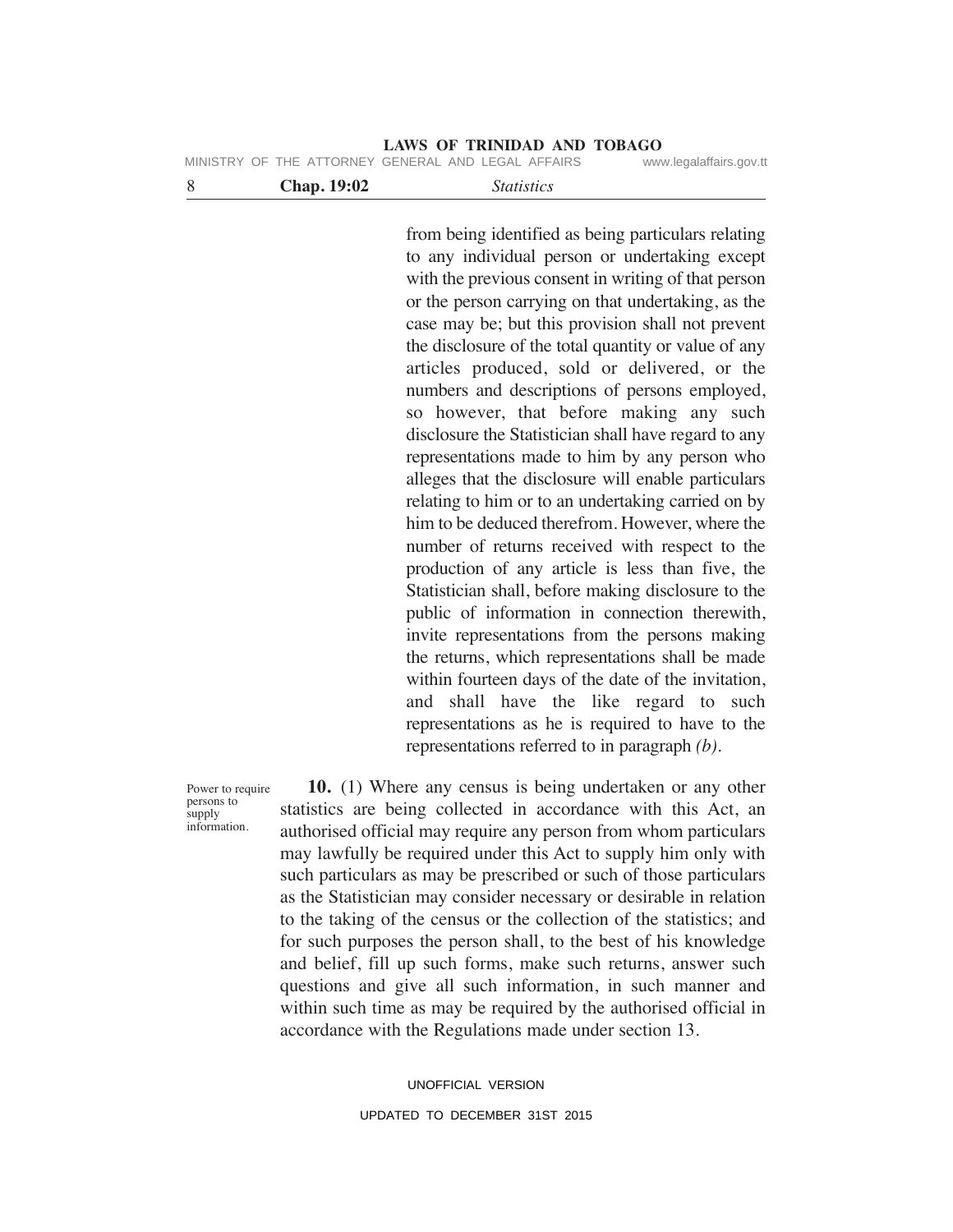from being identified as being particulars relating to any individual person or undertaking except with the previous consent in writing of that person or the person carrying on that undertaking, as the case may be; but this provision shall not prevent the disclosure of the total quantity or value of any articles produced, sold or delivered, or the numbers and descriptions of persons employed, so however, that before making any such disclosure the Statistician shall have regard to any representations made to him by any person who alleges that the disclosure will enable particulars relating to him or to an undertaking carried on by him to be deduced therefrom. However, where the number of returns received with respect to the production of any article is less than five, the Statistician shall, before making disclosure to the public of information in connection therewith, invite representations from the persons making the returns, which representations shall be made within fourteen days of the date of the invitation, and shall have the like regard to such representations as he is required to have to the representations referred to in paragraph *(b)*.

Power to require persons to supply information.

**10.** (1) Where any census is being undertaken or any other statistics are being collected in accordance with this Act, an authorised official may require any person from whom particulars may lawfully be required under this Act to supply him only with such particulars as may be prescribed or such of those particulars as the Statistician may consider necessary or desirable in relation to the taking of the census or the collection of the statistics; and for such purposes the person shall, to the best of his knowledge and belief, fill up such forms, make such returns, answer such questions and give all such information, in such manner and within such time as may be required by the authorised official in accordance with the Regulations made under section 13.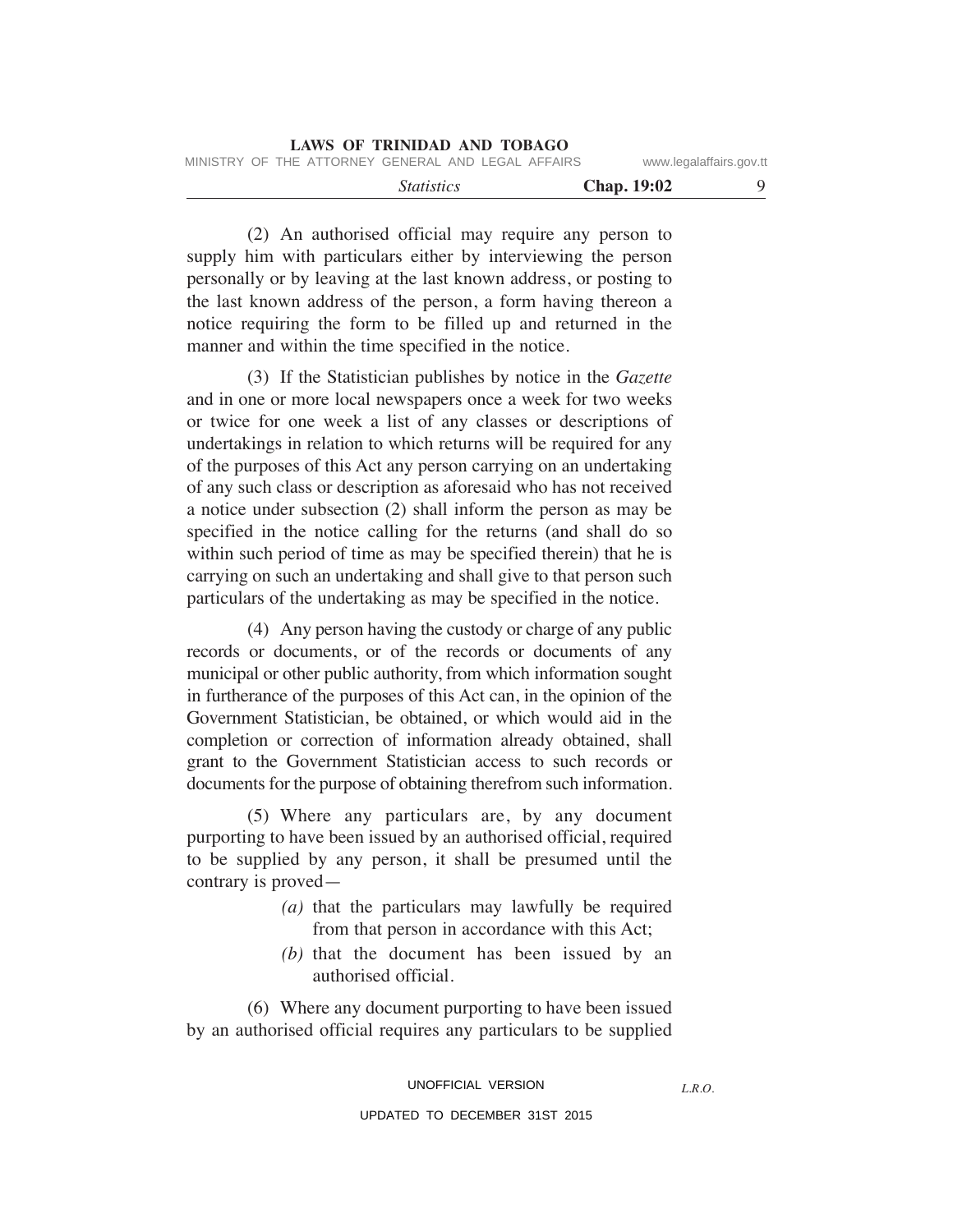(2) An authorised official may require any person to supply him with particulars either by interviewing the person personally or by leaving at the last known address, or posting to the last known address of the person, a form having thereon a notice requiring the form to be filled up and returned in the manner and within the time specified in the notice.

(3) If the Statistician publishes by notice in the *Gazette* and in one or more local newspapers once a week for two weeks or twice for one week a list of any classes or descriptions of undertakings in relation to which returns will be required for any of the purposes of this Act any person carrying on an undertaking of any such class or description as aforesaid who has not received a notice under subsection (2) shall inform the person as may be specified in the notice calling for the returns (and shall do so within such period of time as may be specified therein) that he is carrying on such an undertaking and shall give to that person such particulars of the undertaking as may be specified in the notice.

(4) Any person having the custody or charge of any public records or documents, or of the records or documents of any municipal or other public authority, from which information sought in furtherance of the purposes of this Act can, in the opinion of the Government Statistician, be obtained, or which would aid in the completion or correction of information already obtained, shall grant to the Government Statistician access to such records or documents for the purpose of obtaining therefrom such information.

(5) Where any particulars are, by any document purporting to have been issued by an authorised official, required to be supplied by any person, it shall be presumed until the contrary is proved—

*(a)* that the particulars may lawfully be required from that person in accordance with this Act;

*(b)* that the document has been issued by an authorised official.

(6) Where any document purporting to have been issued by an authorised official requires any particulars to be supplied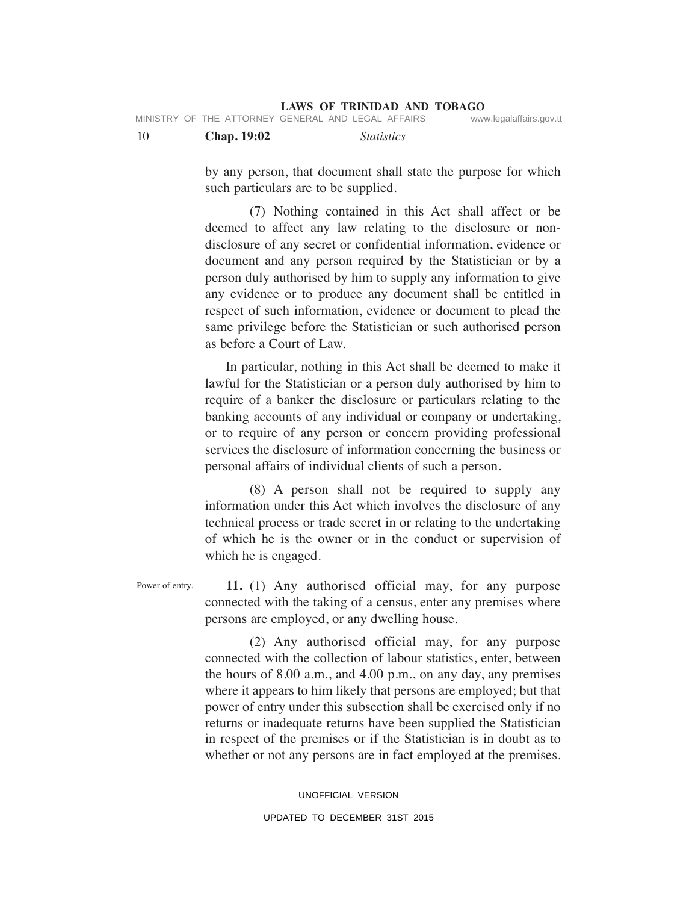by any person, that document shall state the purpose for which such particulars are to be supplied.

(7) Nothing contained in this Act shall affect or be deemed to affect any law relating to the disclosure or non-disclosure of any secret or confidential information, evidence or document and any person required by the Statistician or by a person duly authorised by him to supply any information to give any evidence or to produce any document shall be entitled in respect of such information, evidence or document to plead the same privilege before the Statistician or such authorised person as before a Court of Law.

In particular, nothing in this Act shall be deemed to make it lawful for the Statistician or a person duly authorised by him to require of a banker the disclosure or particulars relating to the banking accounts of any individual or company or undertaking, or to require of any person or concern providing professional services the disclosure of information concerning the business or personal affairs of individual clients of such a person.

(8) A person shall not be required to supply any information under this Act which involves the disclosure of any technical process or trade secret in or relating to the undertaking of which he is the owner or in the conduct or supervision of which he is engaged.

Power of entry.

**11.** (1) Any authorised official may, for any purpose connected with the taking of a census, enter any premises where persons are employed, or any dwelling house.

(2) Any authorised official may, for any purpose connected with the collection of labour statistics, enter, between the hours of 8.00 a.m., and 4.00 p.m., on any day, any premises where it appears to him likely that persons are employed; but that power of entry under this subsection shall be exercised only if no returns or inadequate returns have been supplied the Statistician in respect of the premises or if the Statistician is in doubt as to whether or not any persons are in fact employed at the premises.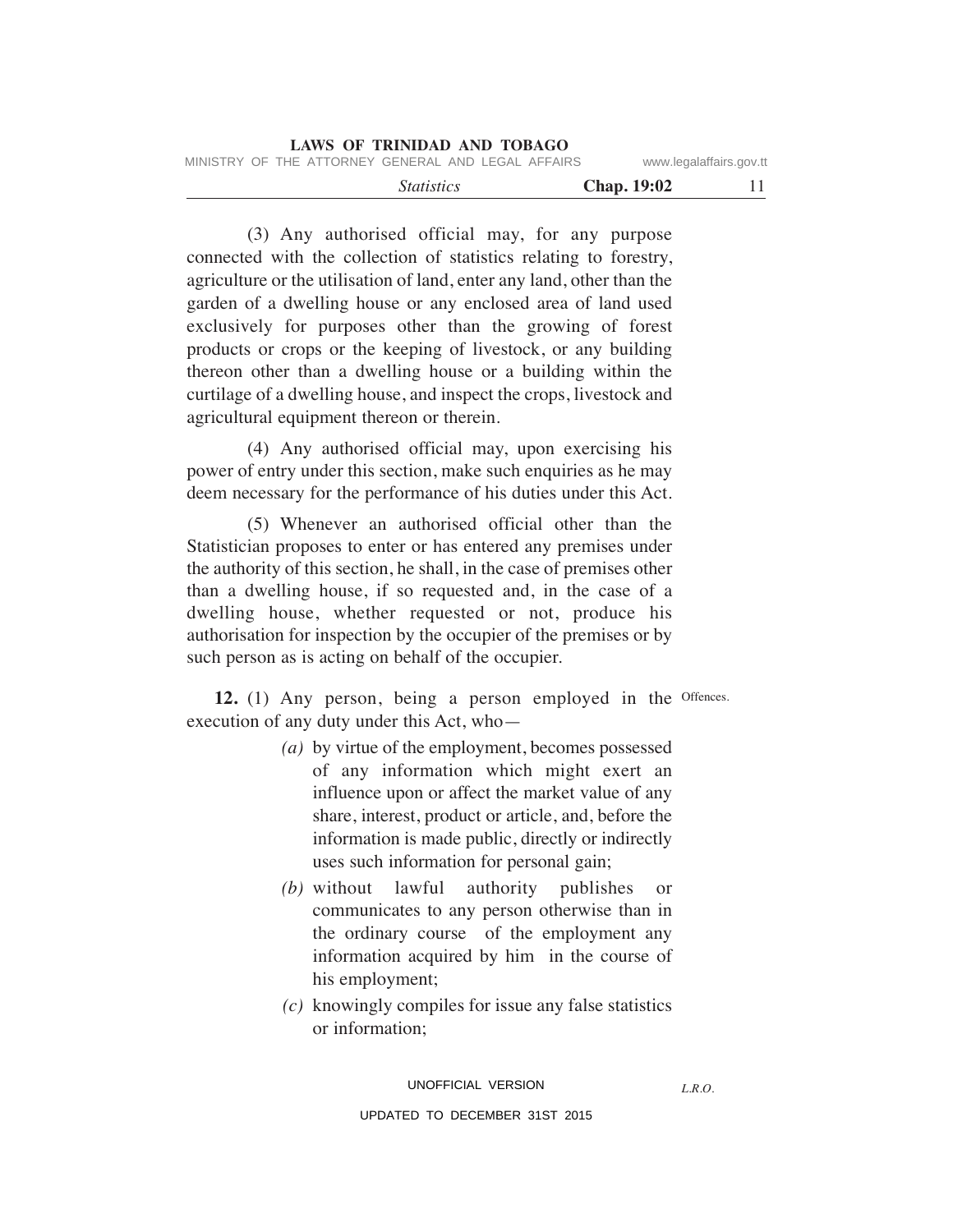(3) Any authorised official may, for any purpose connected with the collection of statistics relating to forestry, agriculture or the utilisation of land, enter any land, other than the garden of a dwelling house or any enclosed area of land used exclusively for purposes other than the growing of forest products or crops or the keeping of livestock, or any building thereon other than a dwelling house or a building within the curtilage of a dwelling house, and inspect the crops, livestock and agricultural equipment thereon or therein.

(4) Any authorised official may, upon exercising his power of entry under this section, make such enquiries as he may deem necessary for the performance of his duties under this Act.

(5) Whenever an authorised official other than the Statistician proposes to enter or has entered any premises under the authority of this section, he shall, in the case of premises other than a dwelling house, if so requested and, in the case of a dwelling house, whether requested or not, produce his authorisation for inspection by the occupier of the premises or by such person as is acting on behalf of the occupier.

Offences.

**12.** (1) Any person, being a person employed in the execution of any duty under this Act, who—

*(a)* by virtue of the employment, becomes possessed of any information which might exert an influence upon or affect the market value of any share, interest, product or article, and, before the information is made public, directly or indirectly uses such information for personal gain;

*(b)* without lawful authority publishes or communicates to any person otherwise than in the ordinary course of the employment any information acquired by him in the course of his employment;

*(c)* knowingly compiles for issue any false statistics or information;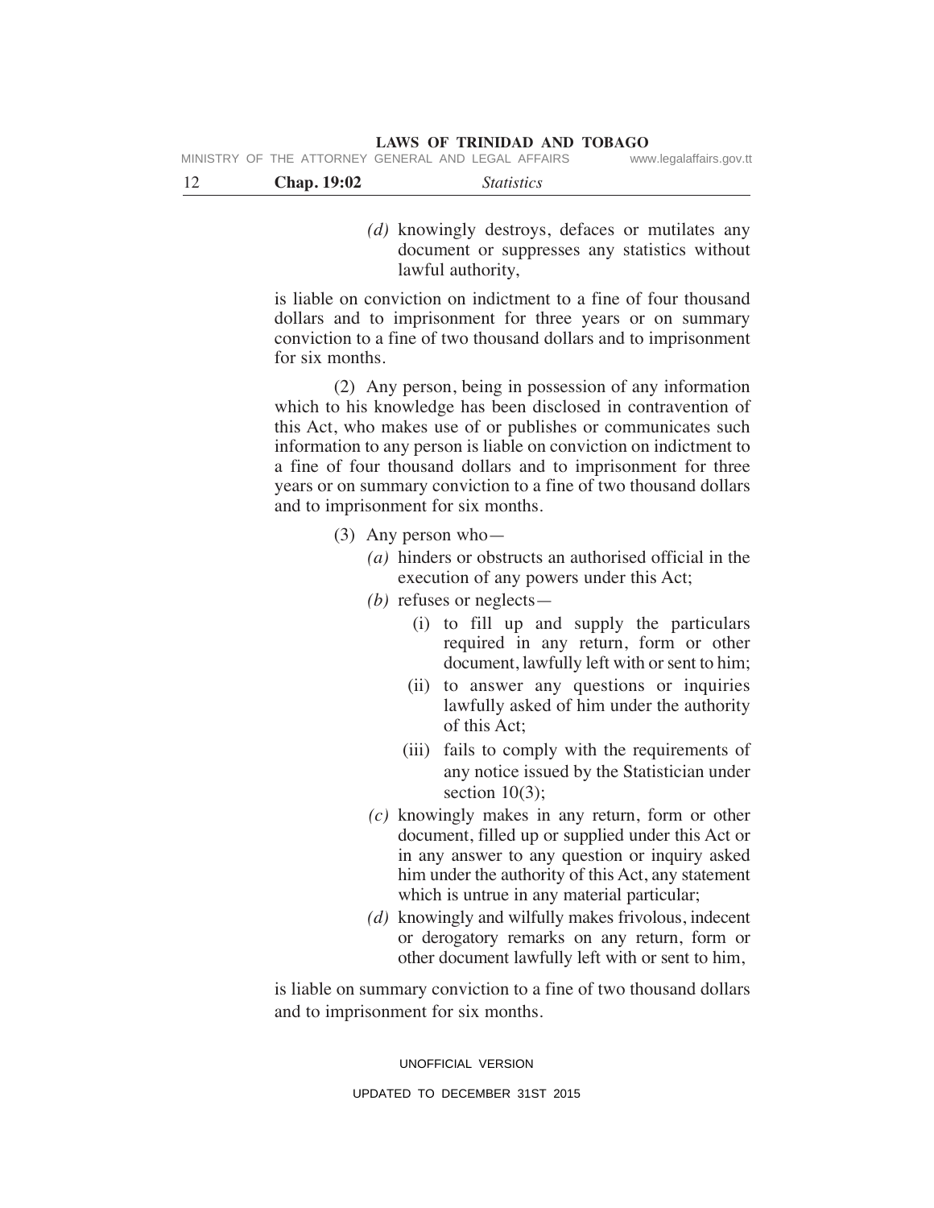*(d)* knowingly destroys, defaces or mutilates any document or suppresses any statistics without lawful authority,

is liable on conviction on indictment to a fine of four thousand dollars and to imprisonment for three years or on summary conviction to a fine of two thousand dollars and to imprisonment for six months.

(2) Any person, being in possession of any information which to his knowledge has been disclosed in contravention of this Act, who makes use of or publishes or communicates such information to any person is liable on conviction on indictment to a fine of four thousand dollars and to imprisonment for three years or on summary conviction to a fine of two thousand dollars and to imprisonment for six months.

(3) Any person who—

*(a)* hinders or obstructs an authorised official in the execution of any powers under this Act;

*(b)* refuses or neglects—

(i) to fill up and supply the particulars required in any return, form or other document, lawfully left with or sent to him;

(ii) to answer any questions or inquiries lawfully asked of him under the authority of this Act;

(iii) fails to comply with the requirements of any notice issued by the Statistician under section 10(3);

*(c)* knowingly makes in any return, form or other document, filled up or supplied under this Act or in any answer to any question or inquiry asked him under the authority of this Act, any statement which is untrue in any material particular;

*(d)* knowingly and wilfully makes frivolous, indecent or derogatory remarks on any return, form or other document lawfully left with or sent to him,

is liable on summary conviction to a fine of two thousand dollars and to imprisonment for six months.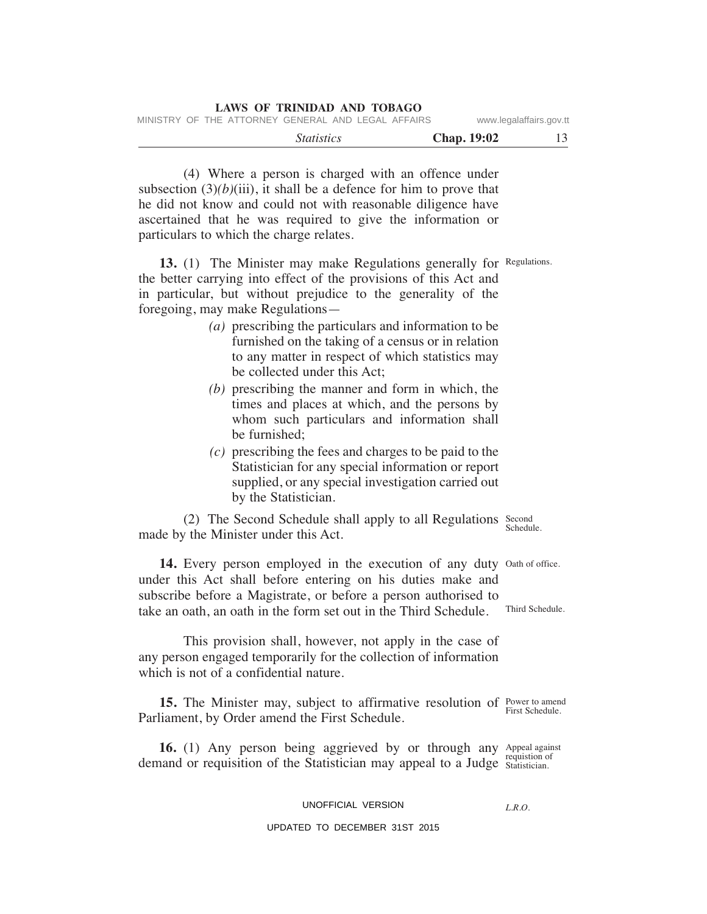(4) Where a person is charged with an offence under subsection (3)*(b)*(iii), it shall be a defence for him to prove that he did not know and could not with reasonable diligence have ascertained that he was required to give the information or particulars to which the charge relates.

Regulations.

**13.** (1) The Minister may make Regulations generally for the better carrying into effect of the provisions of this Act and in particular, but without prejudice to the generality of the foregoing, may make Regulations—

*(a)* prescribing the particulars and information to be furnished on the taking of a census or in relation to any matter in respect of which statistics may be collected under this Act;

*(b)* prescribing the manner and form in which, the times and places at which, and the persons by whom such particulars and information shall be furnished;

*(c)* prescribing the fees and charges to be paid to the Statistician for any special information or report supplied, or any special investigation carried out by the Statistician.

Second Schedule.

(2) The Second Schedule shall apply to all Regulations made by the Minister under this Act.

Oath of office.

Third Schedule.

**14.** Every person employed in the execution of any duty under this Act shall before entering on his duties make and subscribe before a Magistrate, or before a person authorised to take an oath, an oath in the form set out in the Third Schedule.

This provision shall, however, not apply in the case of any person engaged temporarily for the collection of information which is not of a confidential nature.

Power to amend First Schedule.

**15.** The Minister may, subject to affirmative resolution of Parliament, by Order amend the First Schedule.

Appeal against requistion of Statistician.

**16.** (1) Any person being aggrieved by or through any demand or requisition of the Statistician may appeal to a Judge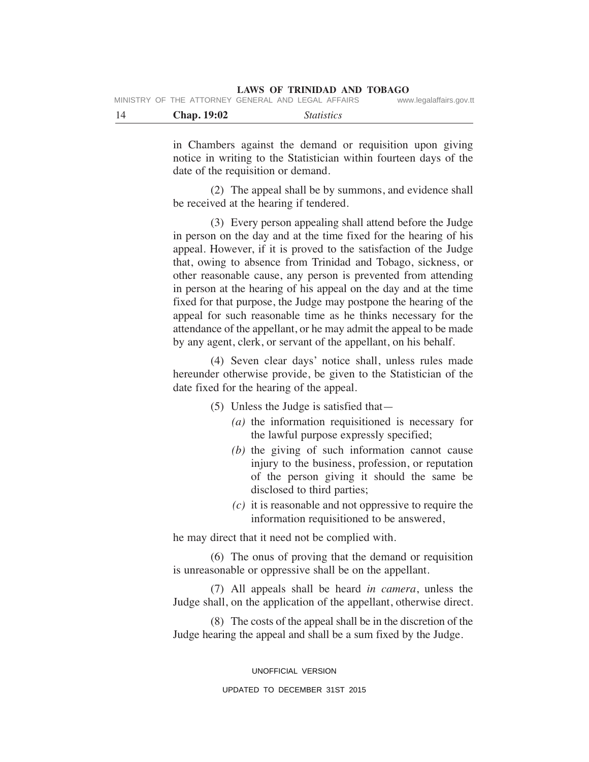in Chambers against the demand or requisition upon giving notice in writing to the Statistician within fourteen days of the date of the requisition or demand.

(2) The appeal shall be by summons, and evidence shall be received at the hearing if tendered.

(3) Every person appealing shall attend before the Judge in person on the day and at the time fixed for the hearing of his appeal. However, if it is proved to the satisfaction of the Judge that, owing to absence from Trinidad and Tobago, sickness, or other reasonable cause, any person is prevented from attending in person at the hearing of his appeal on the day and at the time fixed for that purpose, the Judge may postpone the hearing of the appeal for such reasonable time as he thinks necessary for the attendance of the appellant, or he may admit the appeal to be made by any agent, clerk, or servant of the appellant, on his behalf.

(4) Seven clear days' notice shall, unless rules made hereunder otherwise provide, be given to the Statistician of the date fixed for the hearing of the appeal.

(5) Unless the Judge is satisfied that—

*(a)* the information requisitioned is necessary for the lawful purpose expressly specified;

*(b)* the giving of such information cannot cause injury to the business, profession, or reputation of the person giving it should the same be disclosed to third parties;

*(c)* it is reasonable and not oppressive to require the information requisitioned to be answered,

he may direct that it need not be complied with.

(6) The onus of proving that the demand or requisition is unreasonable or oppressive shall be on the appellant.

(7) All appeals shall be heard *in camera*, unless the Judge shall, on the application of the appellant, otherwise direct.

(8) The costs of the appeal shall be in the discretion of the Judge hearing the appeal and shall be a sum fixed by the Judge.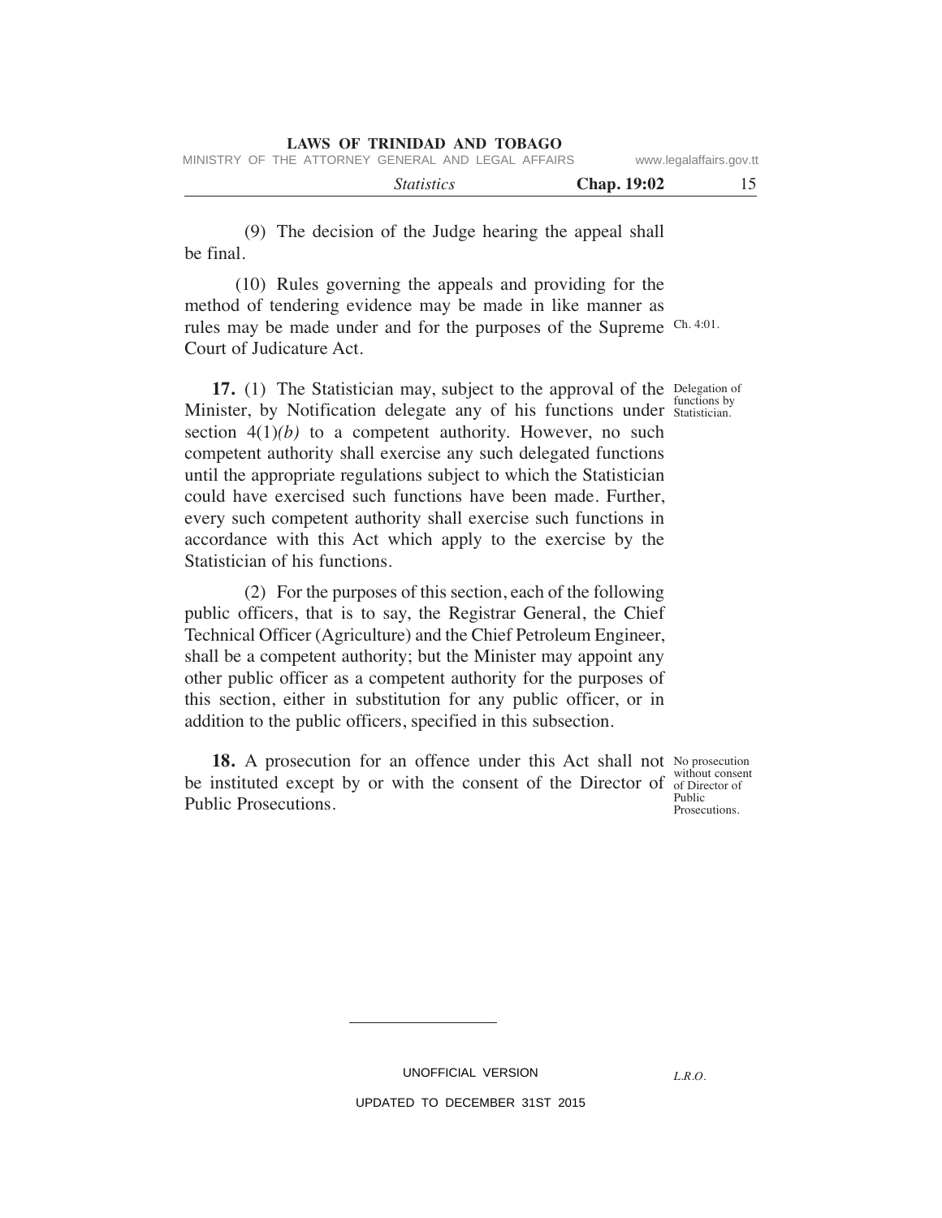(9) The decision of the Judge hearing the appeal shall be final.

(10) Rules governing the appeals and providing for the method of tendering evidence may be made in like manner as rules may be made under and for the purposes of the Supreme Court of Judicature Act.

Ch. 4:01.

Delegation of functions by Statistician.

**17.** (1) The Statistician may, subject to the approval of the Minister, by Notification delegate any of his functions under section 4(1)*(b)* to a competent authority. However, no such competent authority shall exercise any such delegated functions until the appropriate regulations subject to which the Statistician could have exercised such functions have been made. Further, every such competent authority shall exercise such functions in accordance with this Act which apply to the exercise by the Statistician of his functions.

(2) For the purposes of this section, each of the following public officers, that is to say, the Registrar General, the Chief Technical Officer (Agriculture) and the Chief Petroleum Engineer, shall be a competent authority; but the Minister may appoint any other public officer as a competent authority for the purposes of this section, either in substitution for any public officer, or in addition to the public officers, specified in this subsection.

No prosecution without consent of Director of Public Prosecutions.

**18.** A prosecution for an offence under this Act shall not be instituted except by or with the consent of the Director of Public Prosecutions.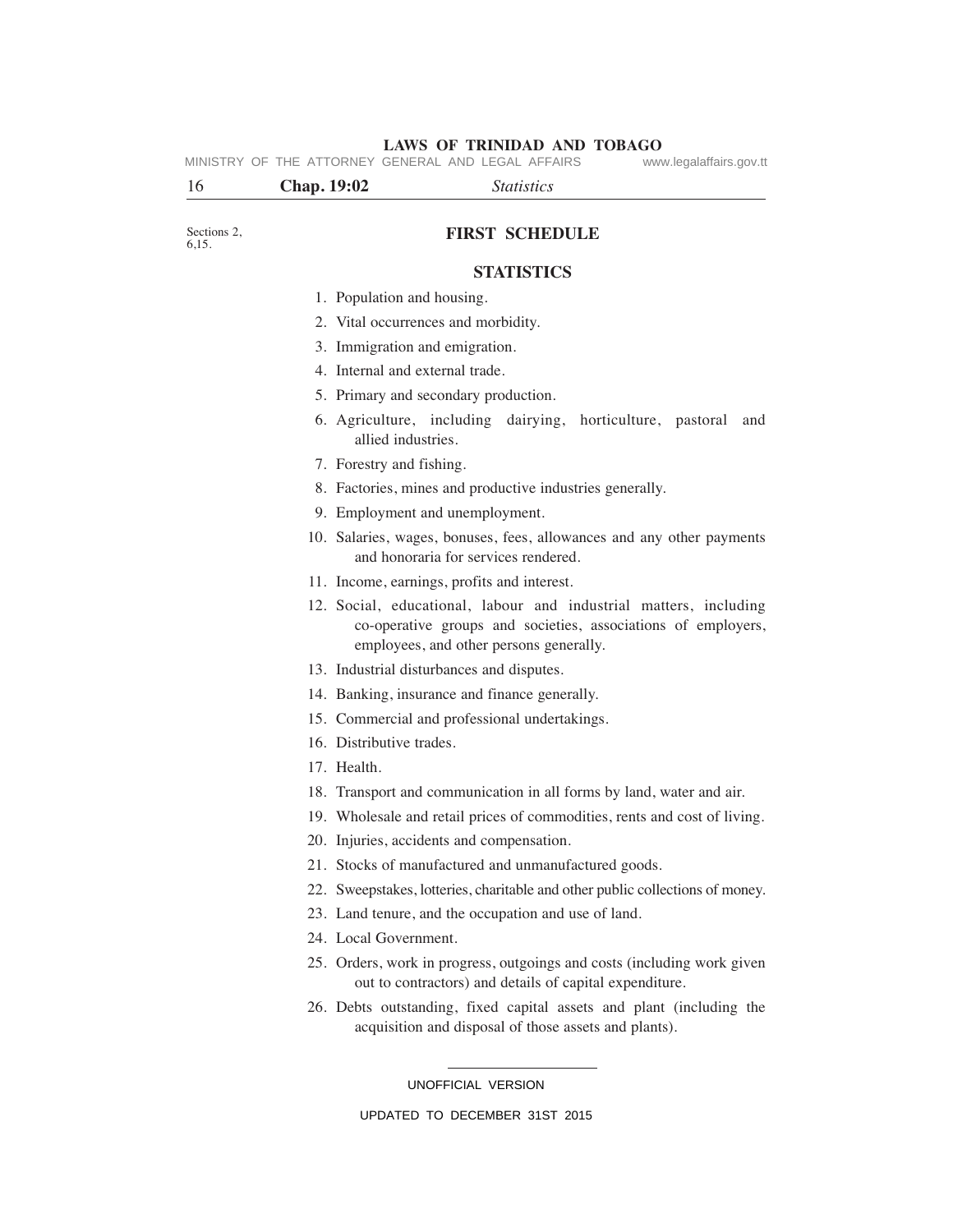Sections 2, 6,15.

# FIRST SCHEDULE

## STATISTICS

1. Population and housing.
2. Vital occurrences and morbidity.
3. Immigration and emigration.
4. Internal and external trade.
5. Primary and secondary production.
6. Agriculture, including dairying, horticulture, pastoral and allied industries.
7. Forestry and fishing.
8. Factories, mines and productive industries generally.
9. Employment and unemployment.
10. Salaries, wages, bonuses, fees, allowances and any other payments and honoraria for services rendered.
11. Income, earnings, profits and interest.
12. Social, educational, labour and industrial matters, including co-operative groups and societies, associations of employers, employees, and other persons generally.
13. Industrial disturbances and disputes.
14. Banking, insurance and finance generally.
15. Commercial and professional undertakings.
16. Distributive trades.
17. Health.
18. Transport and communication in all forms by land, water and air.
19. Wholesale and retail prices of commodities, rents and cost of living.
20. Injuries, accidents and compensation.
21. Stocks of manufactured and unmanufactured goods.
22. Sweepstakes, lotteries, charitable and other public collections of money.
23. Land tenure, and the occupation and use of land.
24. Local Government.
25. Orders, work in progress, outgoings and costs (including work given out to contractors) and details of capital expenditure.
26. Debts outstanding, fixed capital assets and plant (including the acquisition and disposal of those assets and plants).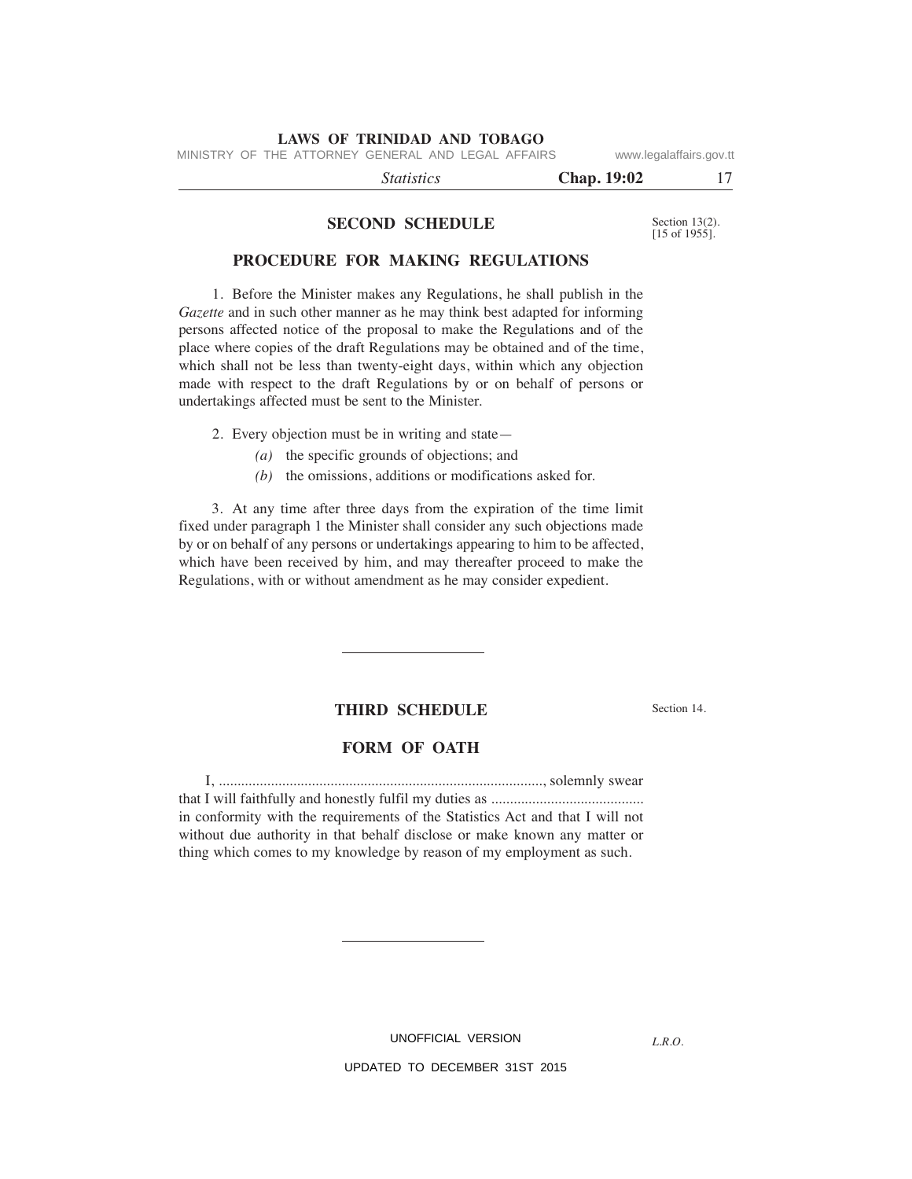## SECOND SCHEDULE

Section 13(2). [15 of 1955].

## PROCEDURE FOR MAKING REGULATIONS

1. Before the Minister makes any Regulations, he shall publish in the *Gazette* and in such other manner as he may think best adapted for informing persons affected notice of the proposal to make the Regulations and of the place where copies of the draft Regulations may be obtained and of the time, which shall not be less than twenty-eight days, within which any objection made with respect to the draft Regulations by or on behalf of persons or undertakings affected must be sent to the Minister.

2. Every objection must be in writing and state—

*(a)* the specific grounds of objections; and

*(b)* the omissions, additions or modifications asked for.

3. At any time after three days from the expiration of the time limit fixed under paragraph 1 the Minister shall consider any such objections made by or on behalf of any persons or undertakings appearing to him to be affected, which have been received by him, and may thereafter proceed to make the Regulations, with or without amendment as he may consider expedient.

---

## THIRD SCHEDULE

Section 14.

## FORM OF OATH

I, ......................................................................................., solemnly swear that I will faithfully and honestly fulfil my duties as ......................................... in conformity with the requirements of the Statistics Act and that I will not without due authority in that behalf disclose or make known any matter or thing which comes to my knowledge by reason of my employment as such.

---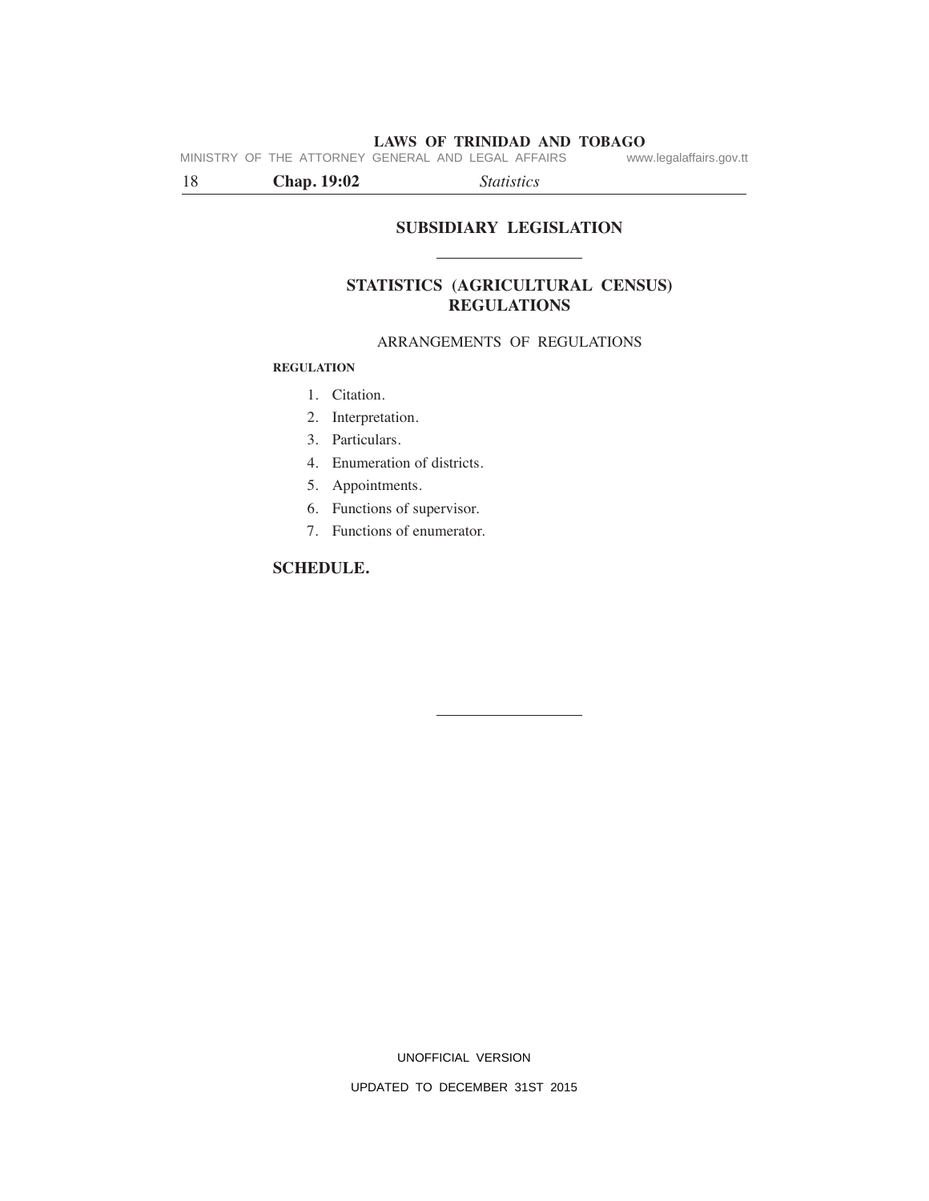## SUBSIDIARY LEGISLATION

---

## STATISTICS (AGRICULTURAL CENSUS) REGULATIONS

ARRANGEMENTS OF REGULATIONS

**REGULATION**

1. Citation.
2. Interpretation.
3. Particulars.
4. Enumeration of districts.
5. Appointments.
6. Functions of supervisor.
7. Functions of enumerator.

**SCHEDULE.**

---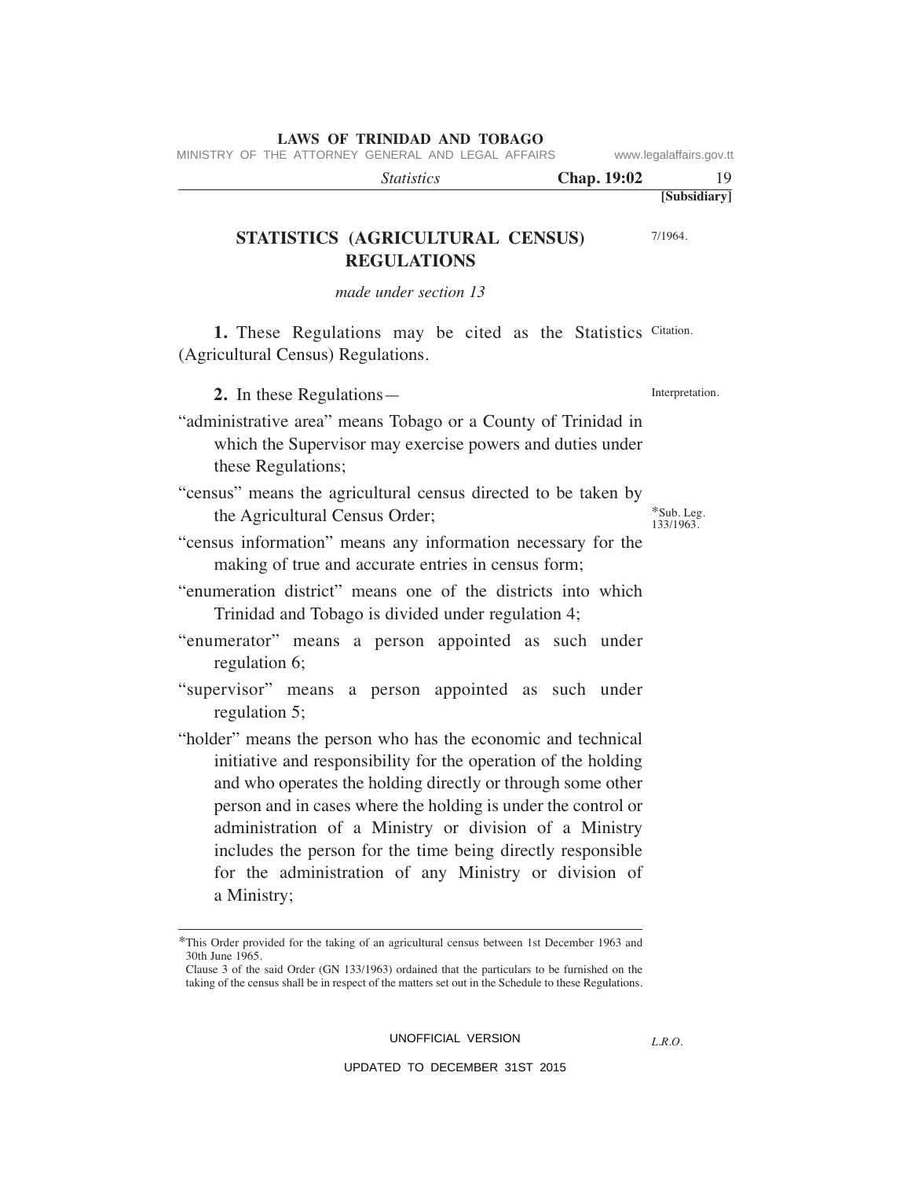# STATISTICS (AGRICULTURAL CENSUS) REGULATIONS

7/1964.

*made under section 13*

**1.** These Regulations may be cited as the Statistics (Agricultural Census) Regulations.

Citation.

**2.** In these Regulations—

Interpretation.

"administrative area" means Tobago or a County of Trinidad in which the Supervisor may exercise powers and duties under these Regulations;

"census" means the agricultural census directed to be taken by the Agricultural Census Order;

*Sub. Leg. 133/1963.

"census information" means any information necessary for the making of true and accurate entries in census form;

"enumeration district" means one of the districts into which Trinidad and Tobago is divided under regulation 4;

"enumerator" means a person appointed as such under regulation 6;

"supervisor" means a person appointed as such under regulation 5;

"holder" means the person who has the economic and technical initiative and responsibility for the operation of the holding and who operates the holding directly or through some other person and in cases where the holding is under the control or administration of a Ministry or division of a Ministry includes the person for the time being directly responsible for the administration of any Ministry or division of a Ministry;

---

*This Order provided for the taking of an agricultural census between 1st December 1963 and 30th June 1965.

Clause 3 of the said Order (GN 133/1963) ordained that the particulars to be furnished on the taking of the census shall be in respect of the matters set out in the Schedule to these Regulations.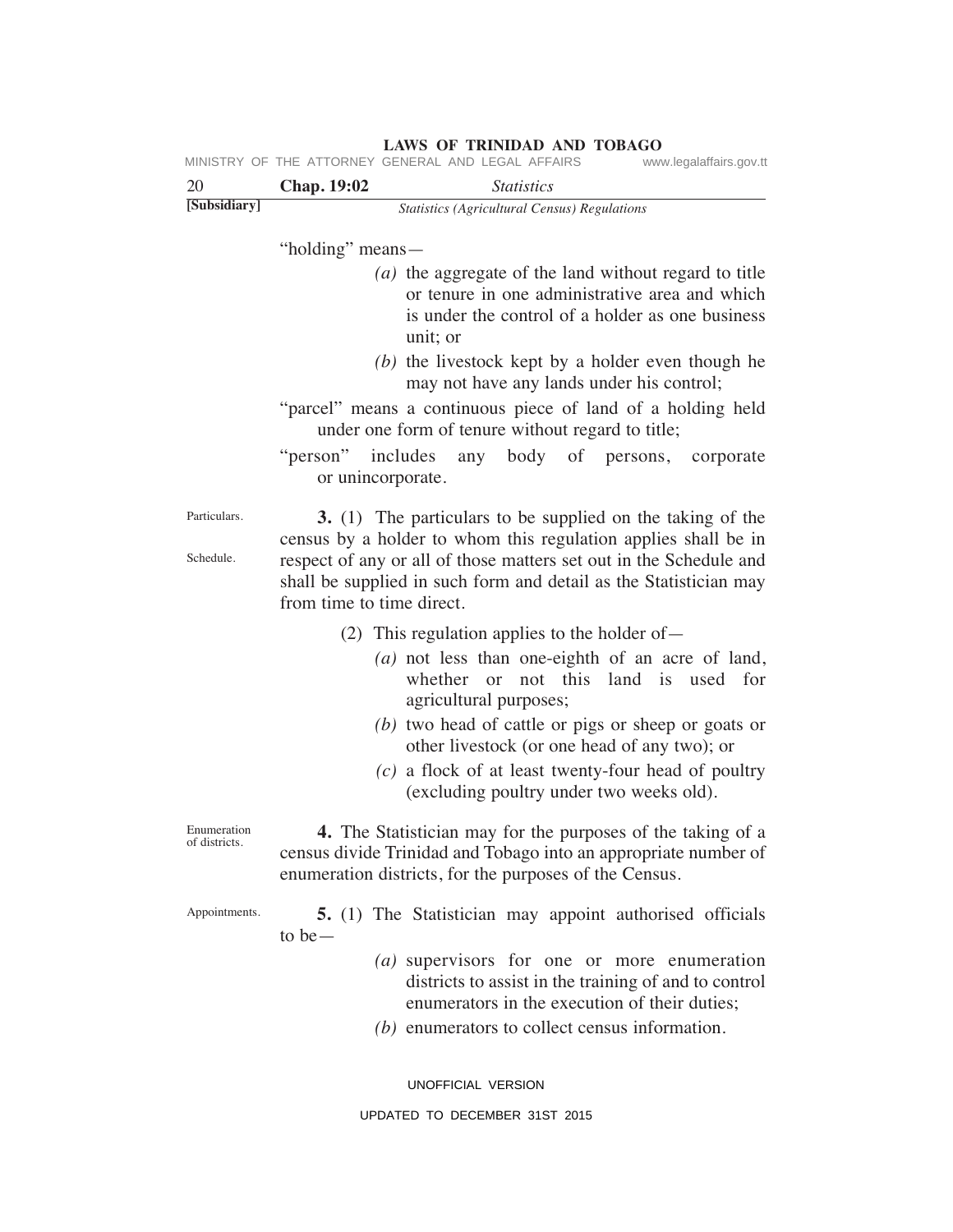"holding" means—

*(a)* the aggregate of the land without regard to title or tenure in one administrative area and which is under the control of a holder as one business unit; or

*(b)* the livestock kept by a holder even though he may not have any lands under his control;

"parcel" means a continuous piece of land of a holding held under one form of tenure without regard to title;

"person" includes any body of persons, corporate or unincorporate.

Particulars.

Schedule.

**3.** (1) The particulars to be supplied on the taking of the census by a holder to whom this regulation applies shall be in respect of any or all of those matters set out in the Schedule and shall be supplied in such form and detail as the Statistician may from time to time direct.

(2) This regulation applies to the holder of—

*(a)* not less than one-eighth of an acre of land, whether or not this land is used for agricultural purposes;

*(b)* two head of cattle or pigs or sheep or goats or other livestock (or one head of any two); or

*(c)* a flock of at least twenty-four head of poultry (excluding poultry under two weeks old).

Enumeration of districts.

**4.** The Statistician may for the purposes of the taking of a census divide Trinidad and Tobago into an appropriate number of enumeration districts, for the purposes of the Census.

Appointments.

**5.** (1) The Statistician may appoint authorised officials to be—

*(a)* supervisors for one or more enumeration districts to assist in the training of and to control enumerators in the execution of their duties;

*(b)* enumerators to collect census information.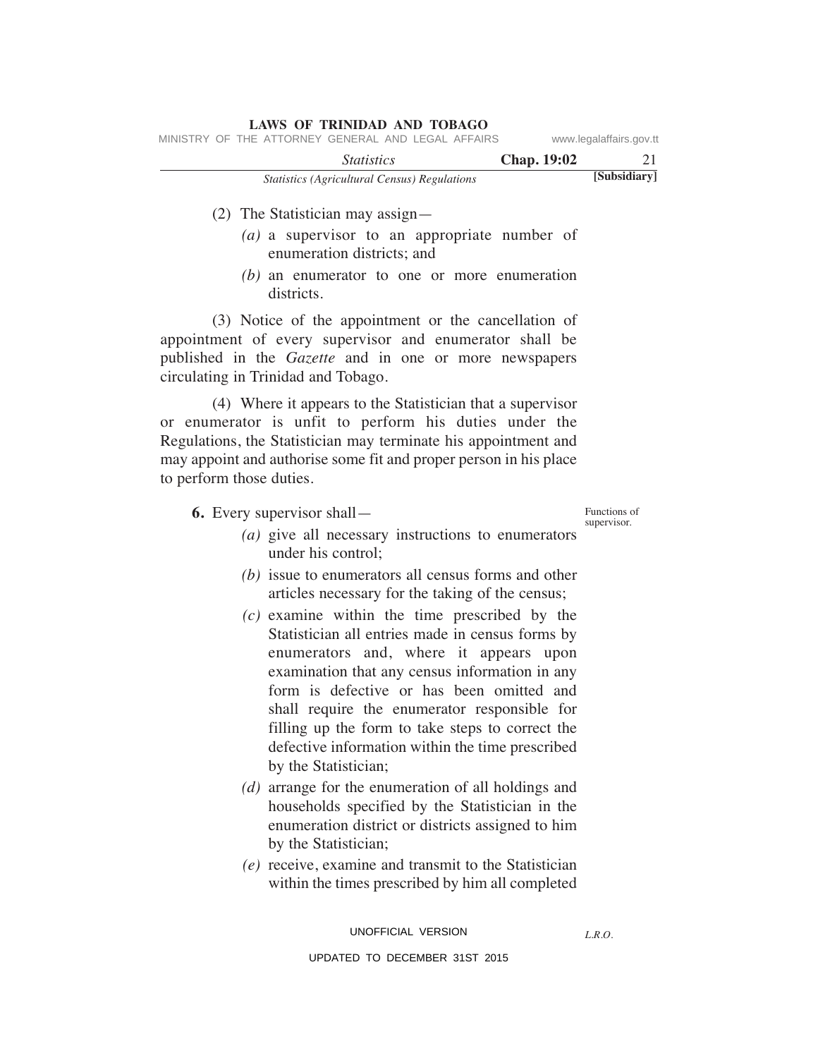(2) The Statistician may assign—

*(a)* a supervisor to an appropriate number of enumeration districts; and

*(b)* an enumerator to one or more enumeration districts.

(3) Notice of the appointment or the cancellation of appointment of every supervisor and enumerator shall be published in the *Gazette* and in one or more newspapers circulating in Trinidad and Tobago.

(4) Where it appears to the Statistician that a supervisor or enumerator is unfit to perform his duties under the Regulations, the Statistician may terminate his appointment and may appoint and authorise some fit and proper person in his place to perform those duties.

Functions of supervisor.

**6.** Every supervisor shall—

*(a)* give all necessary instructions to enumerators under his control;

*(b)* issue to enumerators all census forms and other articles necessary for the taking of the census;

*(c)* examine within the time prescribed by the Statistician all entries made in census forms by enumerators and, where it appears upon examination that any census information in any form is defective or has been omitted and shall require the enumerator responsible for filling up the form to take steps to correct the defective information within the time prescribed by the Statistician;

*(d)* arrange for the enumeration of all holdings and households specified by the Statistician in the enumeration district or districts assigned to him by the Statistician;

*(e)* receive, examine and transmit to the Statistician within the times prescribed by him all completed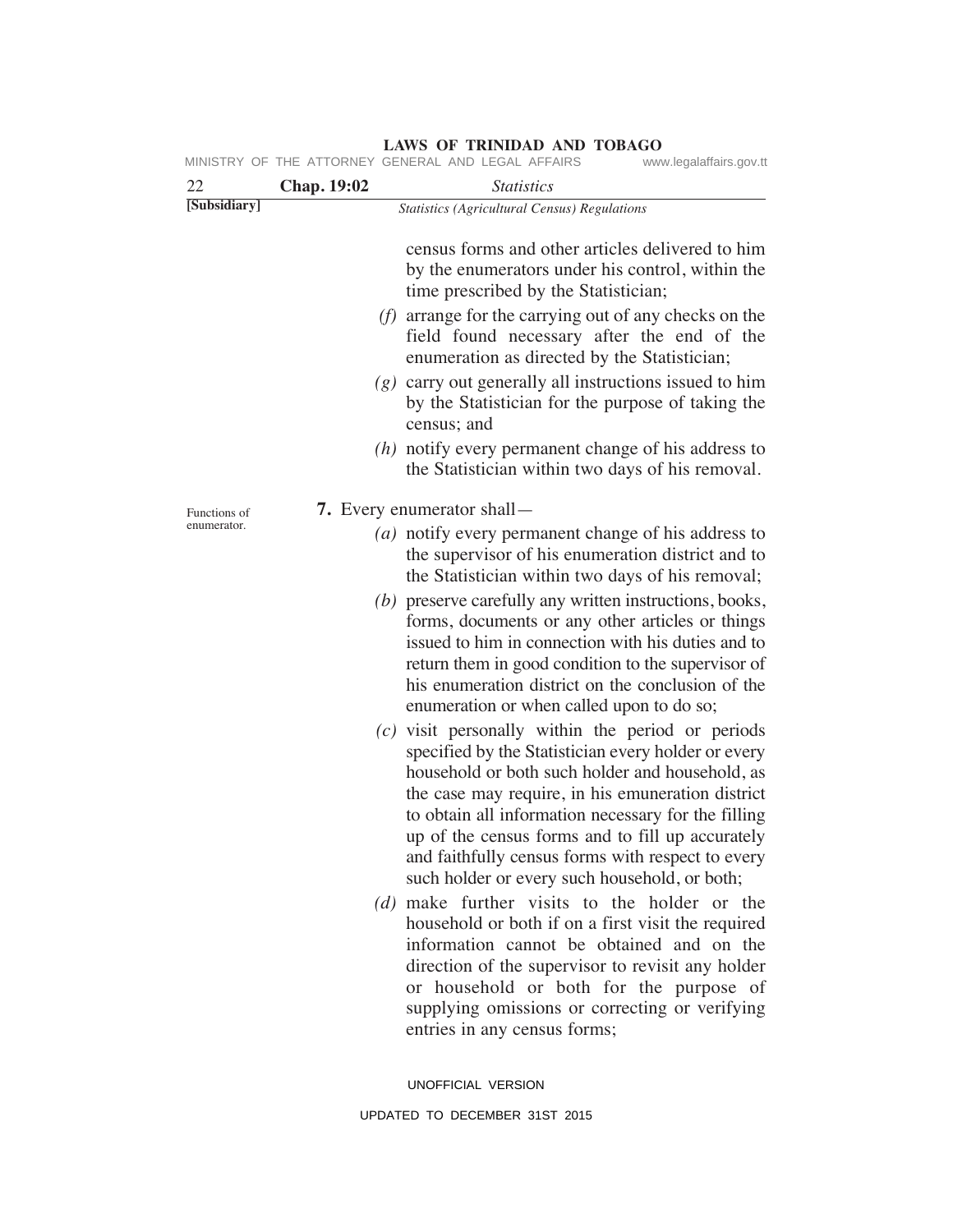census forms and other articles delivered to him by the enumerators under his control, within the time prescribed by the Statistician;

*(f)* arrange for the carrying out of any checks on the field found necessary after the end of the enumeration as directed by the Statistician;

*(g)* carry out generally all instructions issued to him by the Statistician for the purpose of taking the census; and

*(h)* notify every permanent change of his address to the Statistician within two days of his removal.

Functions of enumerator.

**7.** Every enumerator shall—

*(a)* notify every permanent change of his address to the supervisor of his enumeration district and to the Statistician within two days of his removal;

*(b)* preserve carefully any written instructions, books, forms, documents or any other articles or things issued to him in connection with his duties and to return them in good condition to the supervisor of his enumeration district on the conclusion of the enumeration or when called upon to do so;

*(c)* visit personally within the period or periods specified by the Statistician every holder or every household or both such holder and household, as the case may require, in his emuneration district to obtain all information necessary for the filling up of the census forms and to fill up accurately and faithfully census forms with respect to every such holder or every such household, or both;

*(d)* make further visits to the holder or the household or both if on a first visit the required information cannot be obtained and on the direction of the supervisor to revisit any holder or household or both for the purpose of supplying omissions or correcting or verifying entries in any census forms;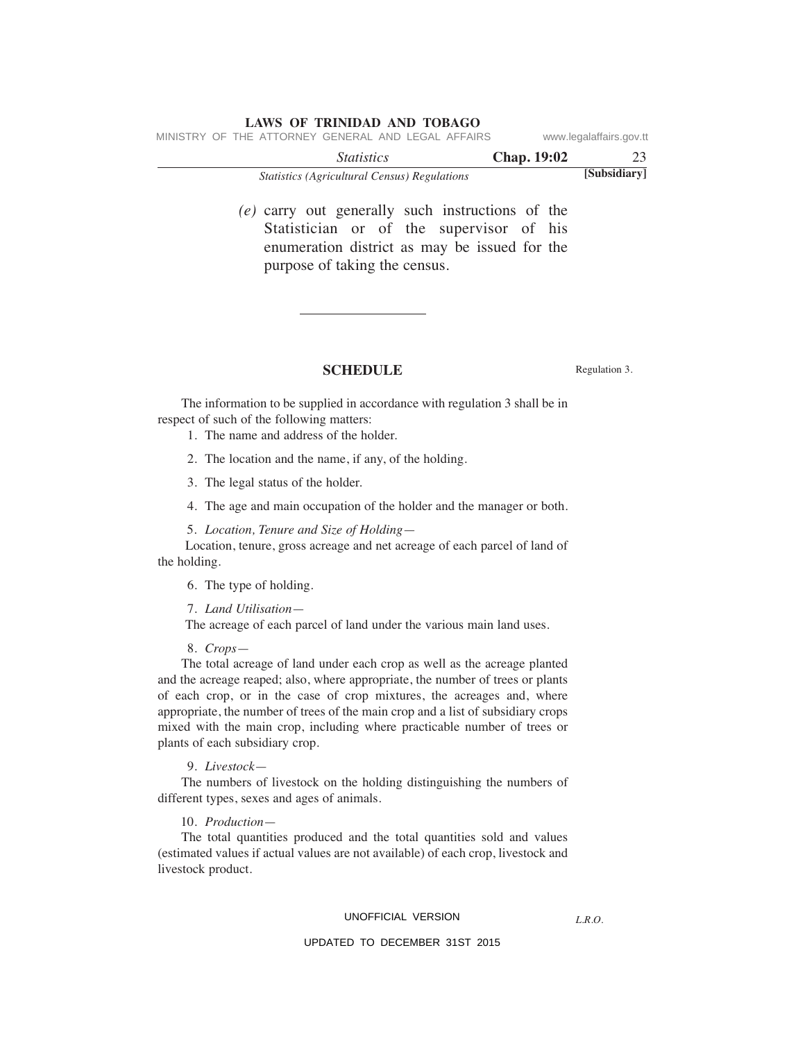(e) carry out generally such instructions of the Statistician or of the supervisor of his enumeration district as may be issued for the purpose of taking the census.

---

## SCHEDULE

Regulation 3.

The information to be supplied in accordance with regulation 3 shall be in respect of such of the following matters:

1. The name and address of the holder.

2. The location and the name, if any, of the holding.

3. The legal status of the holder.

4. The age and main occupation of the holder and the manager or both.

5. *Location, Tenure and Size of Holding*—

Location, tenure, gross acreage and net acreage of each parcel of land of the holding.

6. The type of holding.

7. *Land Utilisation*—

The acreage of each parcel of land under the various main land uses.

8. *Crops*—

The total acreage of land under each crop as well as the acreage planted and the acreage reaped; also, where appropriate, the number of trees or plants of each crop, or in the case of crop mixtures, the acreages and, where appropriate, the number of trees of the main crop and a list of subsidiary crops mixed with the main crop, including where practicable number of trees or plants of each subsidiary crop.

9. *Livestock*—

The numbers of livestock on the holding distinguishing the numbers of different types, sexes and ages of animals.

10. *Production*—

The total quantities produced and the total quantities sold and values (estimated values if actual values are not available) of each crop, livestock and livestock product.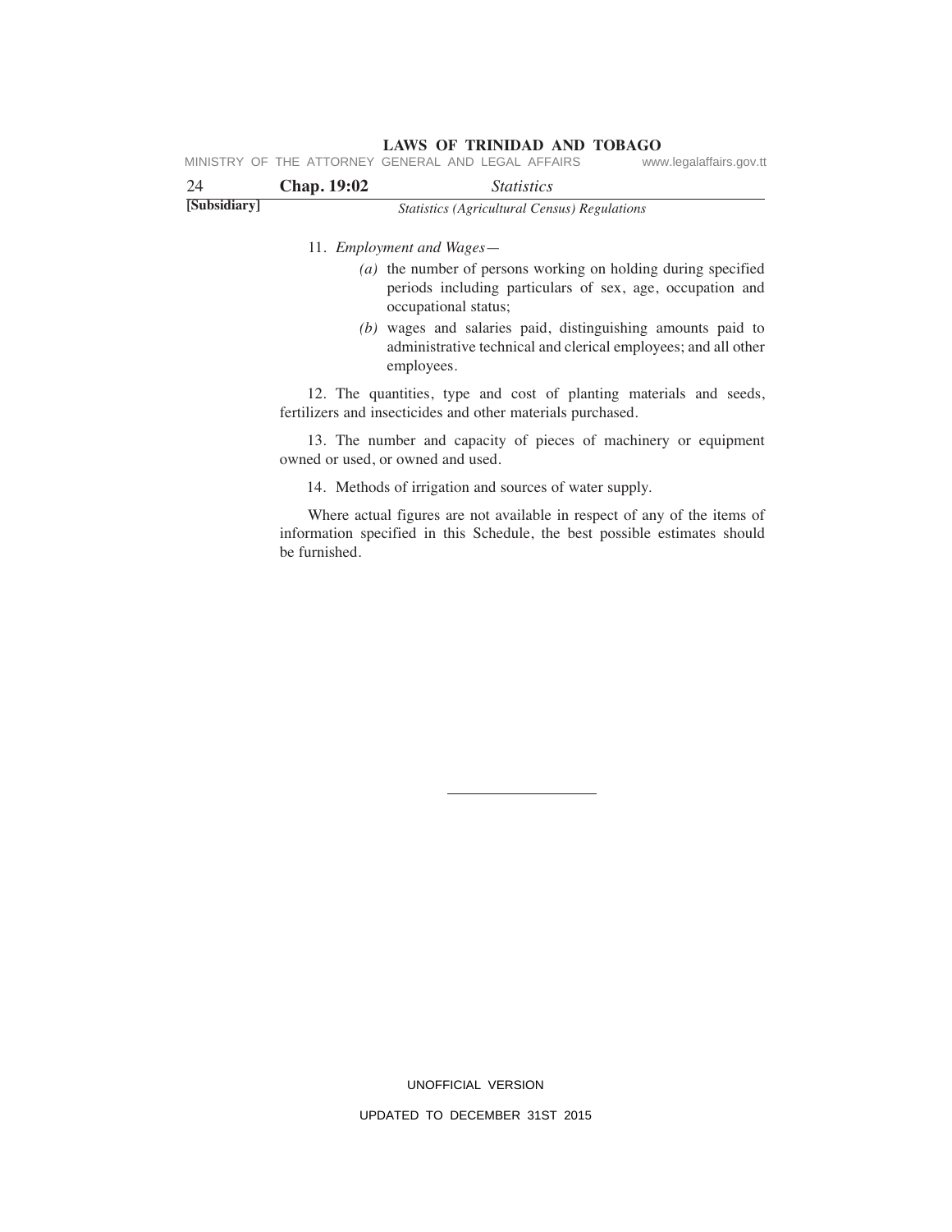11. *Employment and Wages*—

*(a)* the number of persons working on holding during specified periods including particulars of sex, age, occupation and occupational status;

*(b)* wages and salaries paid, distinguishing amounts paid to administrative technical and clerical employees; and all other employees.

12. The quantities, type and cost of planting materials and seeds, fertilizers and insecticides and other materials purchased.

13. The number and capacity of pieces of machinery or equipment owned or used, or owned and used.

14. Methods of irrigation and sources of water supply.

Where actual figures are not available in respect of any of the items of information specified in this Schedule, the best possible estimates should be furnished.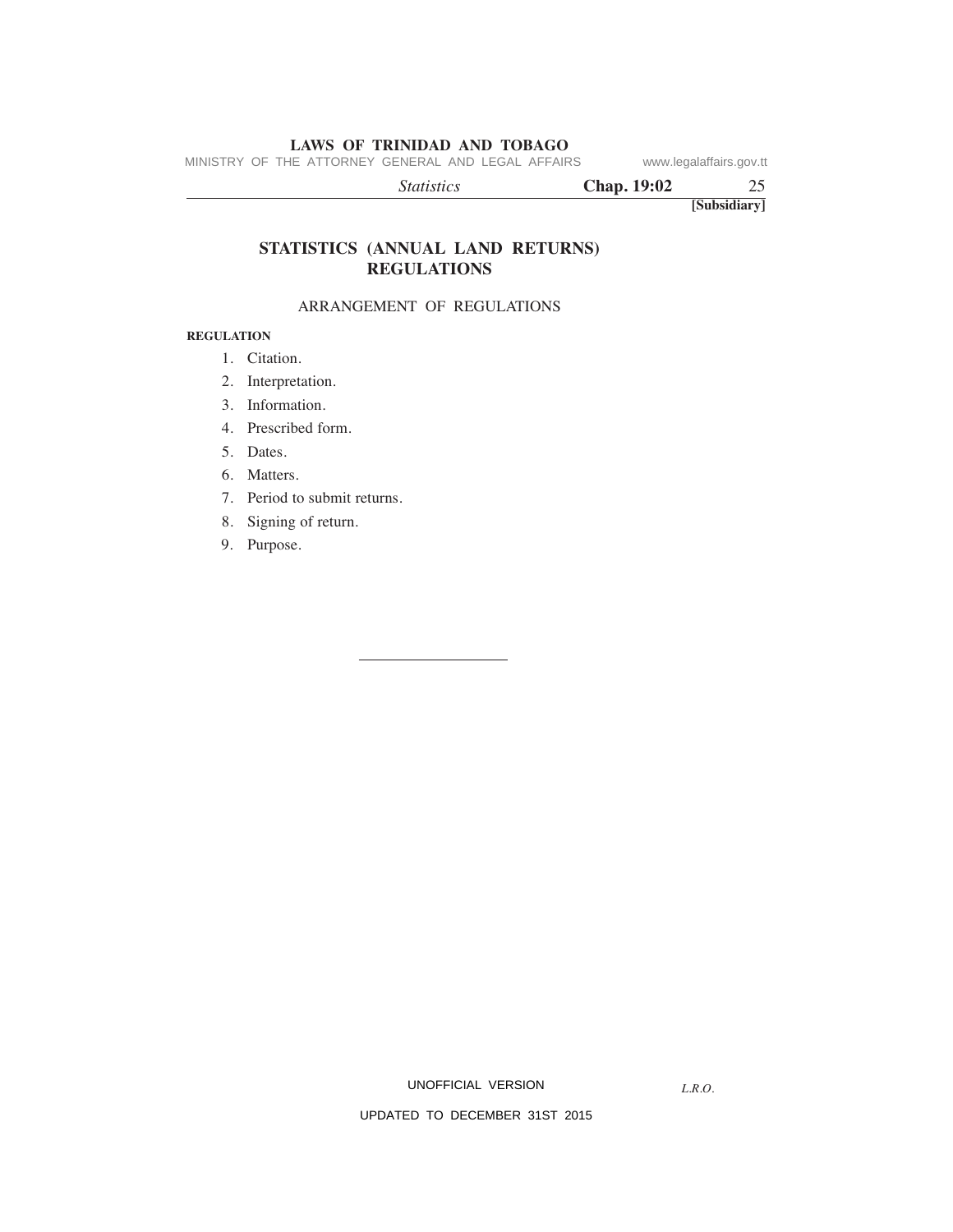**[Subsidiary]**

# STATISTICS (ANNUAL LAND RETURNS) REGULATIONS

ARRANGEMENT OF REGULATIONS

**REGULATION**

1. Citation.
2. Interpretation.
3. Information.
4. Prescribed form.
5. Dates.
6. Matters.
7. Period to submit returns.
8. Signing of return.
9. Purpose.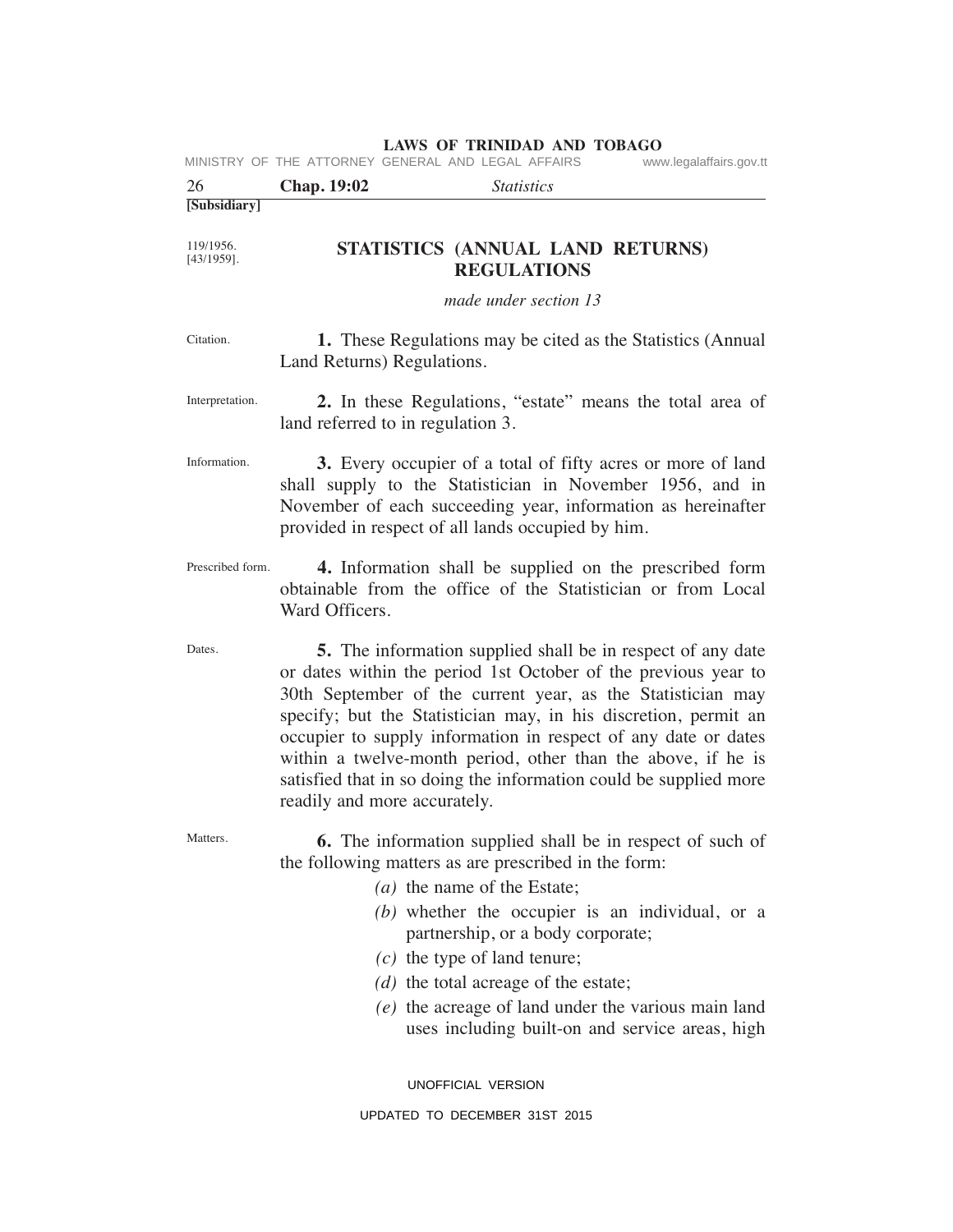[Subsidiary]

119/1956.
[43/1959].

# STATISTICS (ANNUAL LAND RETURNS) REGULATIONS

*made under section 13*

Citation.

**1.** These Regulations may be cited as the Statistics (Annual Land Returns) Regulations.

Interpretation.

**2.** In these Regulations, "estate" means the total area of land referred to in regulation 3.

Information.

**3.** Every occupier of a total of fifty acres or more of land shall supply to the Statistician in November 1956, and in November of each succeeding year, information as hereinafter provided in respect of all lands occupied by him.

Prescribed form.

**4.** Information shall be supplied on the prescribed form obtainable from the office of the Statistician or from Local Ward Officers.

Dates.

**5.** The information supplied shall be in respect of any date or dates within the period 1st October of the previous year to 30th September of the current year, as the Statistician may specify; but the Statistician may, in his discretion, permit an occupier to supply information in respect of any date or dates within a twelve-month period, other than the above, if he is satisfied that in so doing the information could be supplied more readily and more accurately.

Matters.

**6.** The information supplied shall be in respect of such of the following matters as are prescribed in the form:

*(a)* the name of the Estate;

*(b)* whether the occupier is an individual, or a partnership, or a body corporate;

*(c)* the type of land tenure;

*(d)* the total acreage of the estate;

*(e)* the acreage of land under the various main land uses including built-on and service areas, high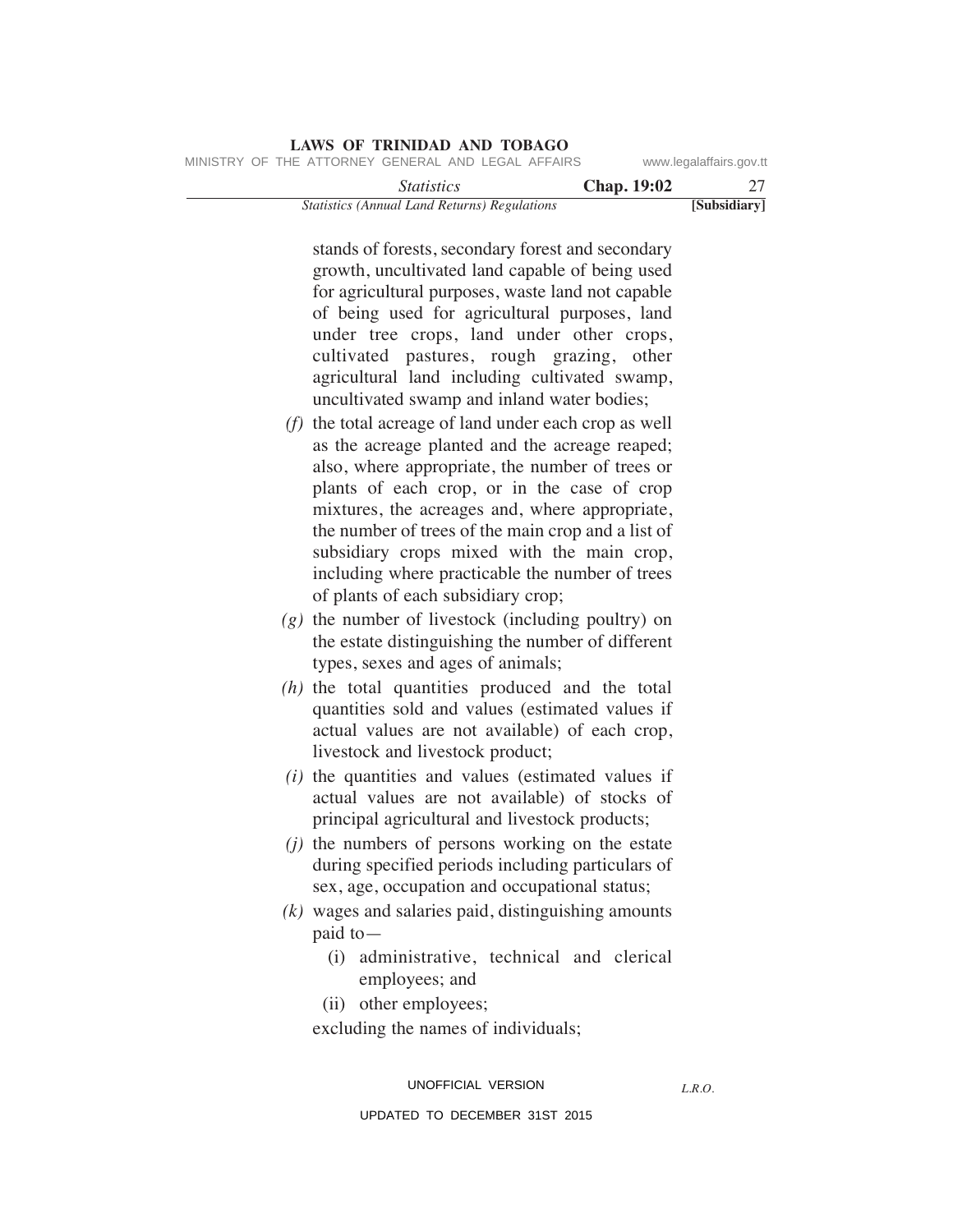stands of forests, secondary forest and secondary growth, uncultivated land capable of being used for agricultural purposes, waste land not capable of being used for agricultural purposes, land under tree crops, land under other crops, cultivated pastures, rough grazing, other agricultural land including cultivated swamp, uncultivated swamp and inland water bodies;

*(f)* the total acreage of land under each crop as well as the acreage planted and the acreage reaped; also, where appropriate, the number of trees or plants of each crop, or in the case of crop mixtures, the acreages and, where appropriate, the number of trees of the main crop and a list of subsidiary crops mixed with the main crop, including where practicable the number of trees of plants of each subsidiary crop;

*(g)* the number of livestock (including poultry) on the estate distinguishing the number of different types, sexes and ages of animals;

*(h)* the total quantities produced and the total quantities sold and values (estimated values if actual values are not available) of each crop, livestock and livestock product;

*(i)* the quantities and values (estimated values if actual values are not available) of stocks of principal agricultural and livestock products;

*(j)* the numbers of persons working on the estate during specified periods including particulars of sex, age, occupation and occupational status;

*(k)* wages and salaries paid, distinguishing amounts paid to—

(i) administrative, technical and clerical employees; and

(ii) other employees;

excluding the names of individuals;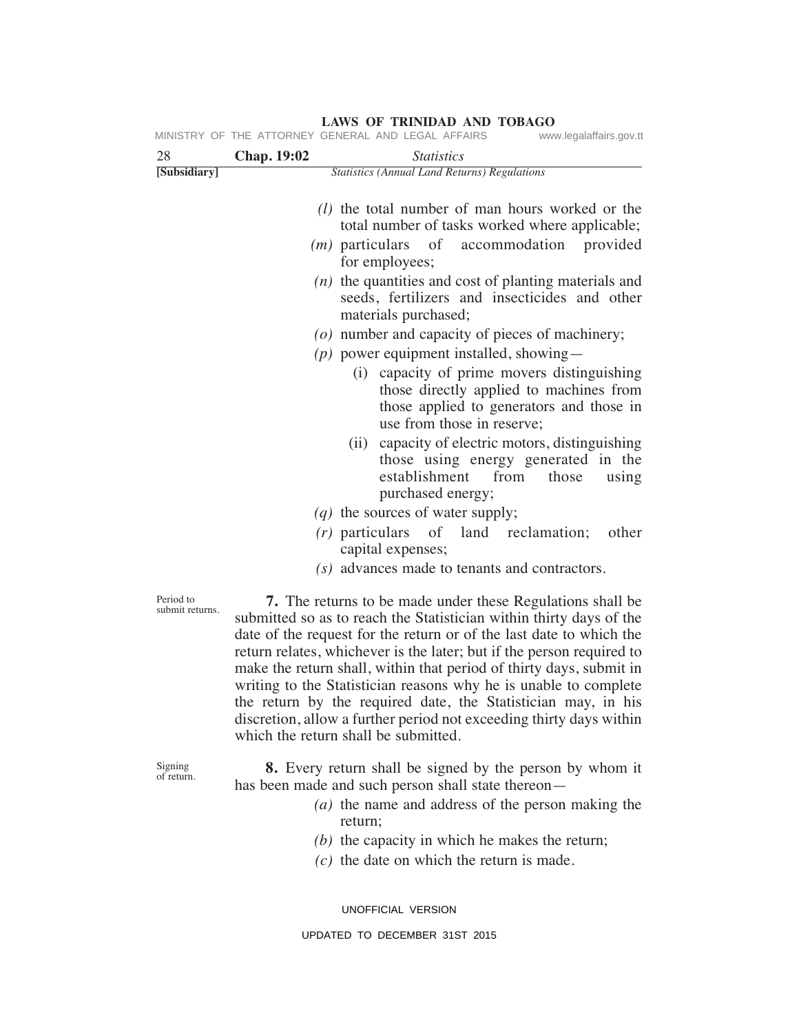*(l)* the total number of man hours worked or the total number of tasks worked where applicable;

*(m)* particulars of accommodation provided for employees;

*(n)* the quantities and cost of planting materials and seeds, fertilizers and insecticides and other materials purchased;

*(o)* number and capacity of pieces of machinery;

*(p)* power equipment installed, showing—

(i) capacity of prime movers distinguishing those directly applied to machines from those applied to generators and those in use from those in reserve;

(ii) capacity of electric motors, distinguishing those using energy generated in the establishment from those using purchased energy;

*(q)* the sources of water supply;

*(r)* particulars of land reclamation; other capital expenses;

*(s)* advances made to tenants and contractors.

Period to submit returns.

**7.** The returns to be made under these Regulations shall be submitted so as to reach the Statistician within thirty days of the date of the request for the return or of the last date to which the return relates, whichever is the later; but if the person required to make the return shall, within that period of thirty days, submit in writing to the Statistician reasons why he is unable to complete the return by the required date, the Statistician may, in his discretion, allow a further period not exceeding thirty days within which the return shall be submitted.

Signing of return.

**8.** Every return shall be signed by the person by whom it has been made and such person shall state thereon—

*(a)* the name and address of the person making the return;

*(b)* the capacity in which he makes the return;

*(c)* the date on which the return is made.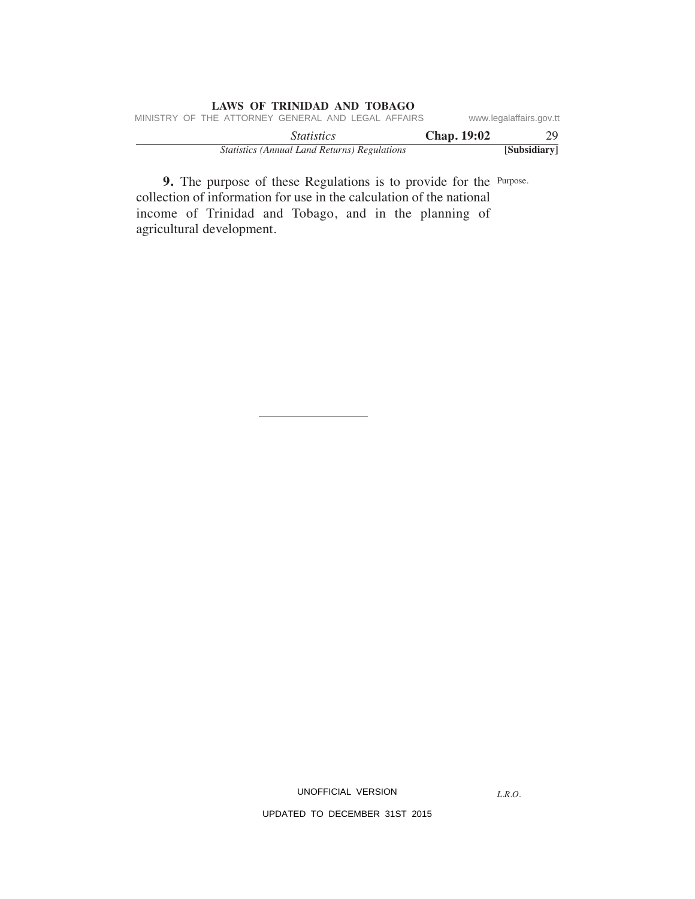**9.** The purpose of these Regulations is to provide for the collection of information for use in the calculation of the national income of Trinidad and Tobago, and in the planning of agricultural development.

Purpose.

---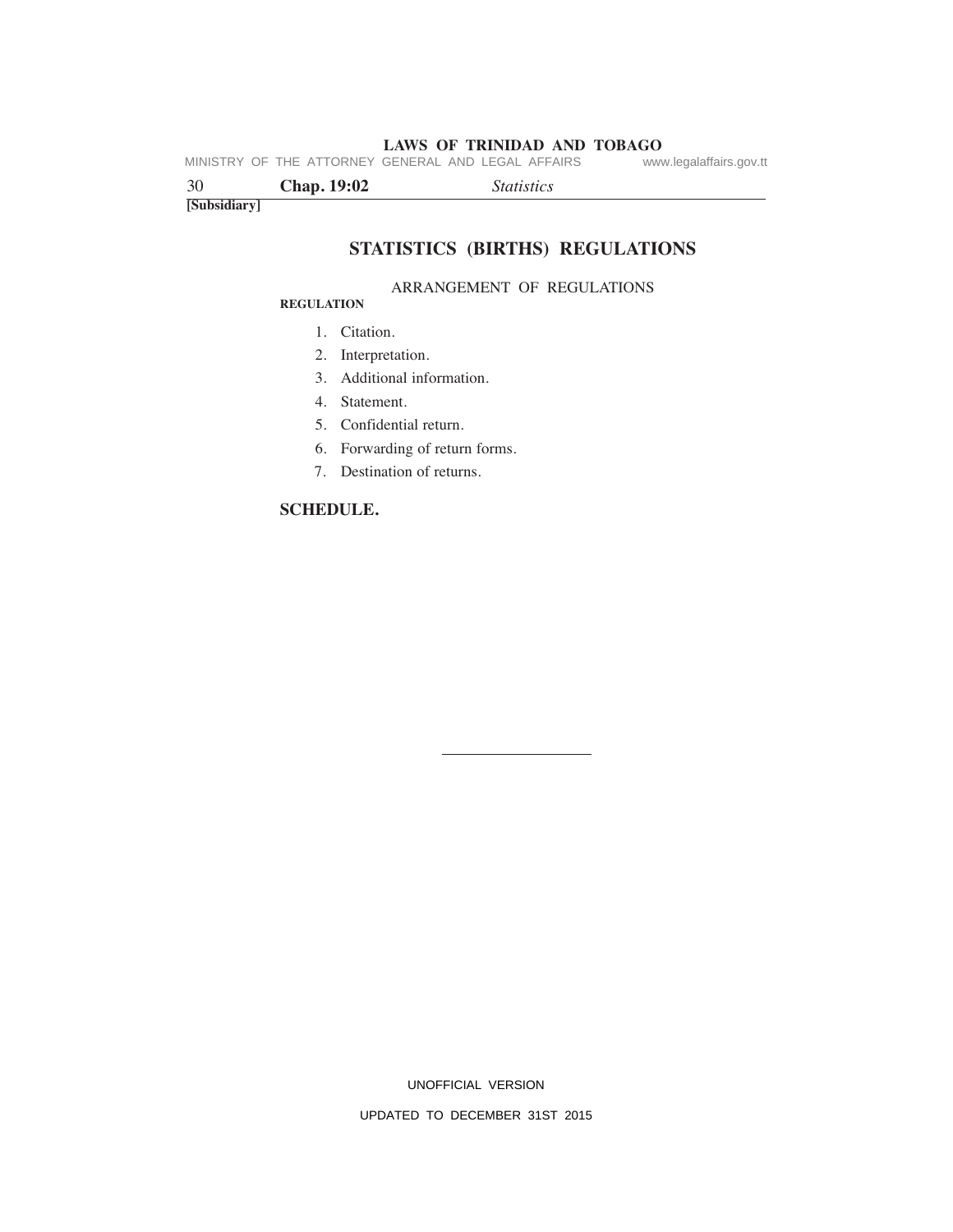[Subsidiary]

# STATISTICS (BIRTHS) REGULATIONS

ARRANGEMENT OF REGULATIONS

**REGULATION**

1. Citation.
2. Interpretation.
3. Additional information.
4. Statement.
5. Confidential return.
6. Forwarding of return forms.
7. Destination of returns.

**SCHEDULE.**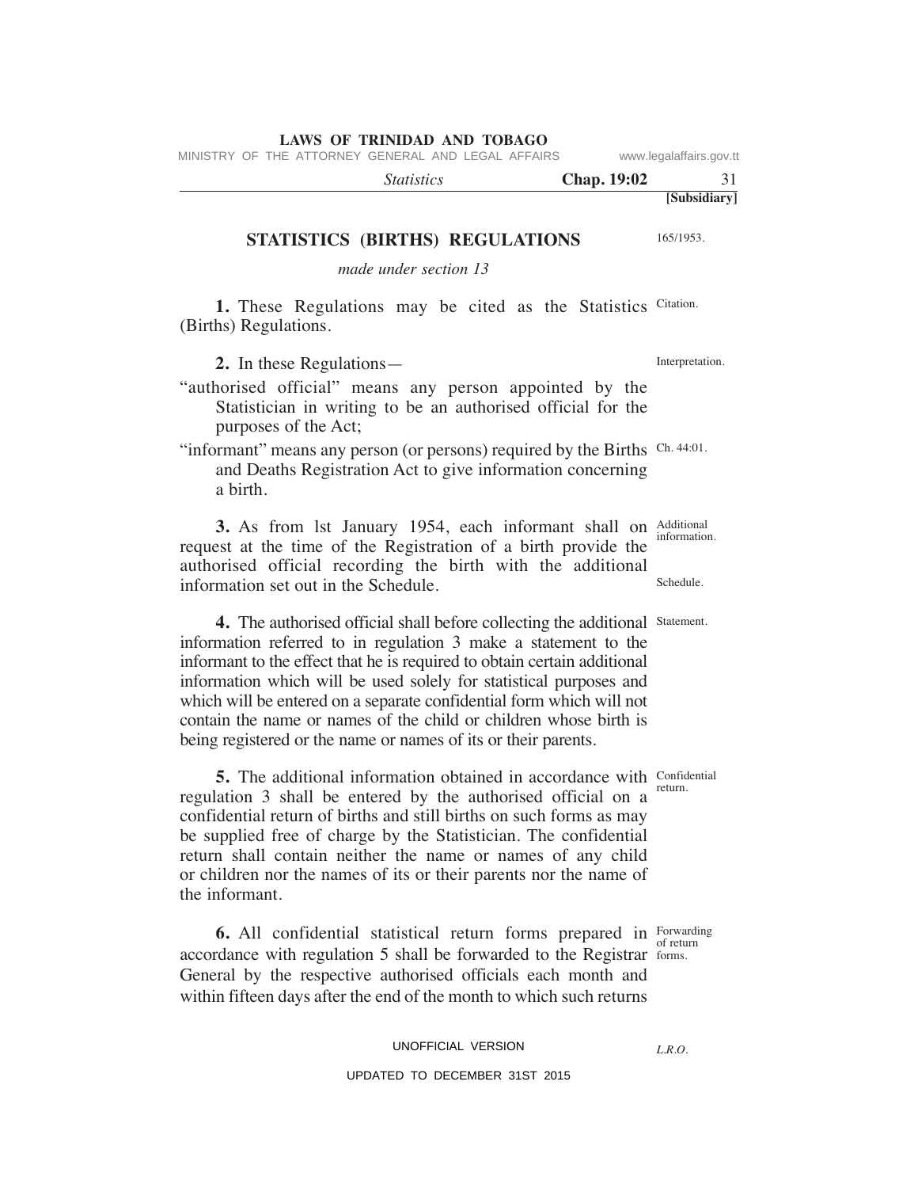[Subsidiary]

# STATISTICS (BIRTHS) REGULATIONS

165/1953.

*made under section 13*

**1.** These Regulations may be cited as the Statistics (Births) Regulations. Citation.

**2.** In these Regulations— Interpretation.

"authorised official" means any person appointed by the Statistician in writing to be an authorised official for the purposes of the Act;

"informant" means any person (or persons) required by the Births and Deaths Registration Act to give information concerning a birth. Ch. 44:01.

**3.** As from lst January 1954, each informant shall on request at the time of the Registration of a birth provide the authorised official recording the birth with the additional information set out in the Schedule. Additional information. Schedule.

**4.** The authorised official shall before collecting the additional information referred to in regulation 3 make a statement to the informant to the effect that he is required to obtain certain additional information which will be used solely for statistical purposes and which will be entered on a separate confidential form which will not contain the name or names of the child or children whose birth is being registered or the name or names of its or their parents. Statement.

**5.** The additional information obtained in accordance with regulation 3 shall be entered by the authorised official on a confidential return of births and still births on such forms as may be supplied free of charge by the Statistician. The confidential return shall contain neither the name or names of any child or children nor the names of its or their parents nor the name of the informant. Confidential return.

**6.** All confidential statistical return forms prepared in accordance with regulation 5 shall be forwarded to the Registrar General by the respective authorised officials each month and within fifteen days after the end of the month to which such returns Forwarding of return forms.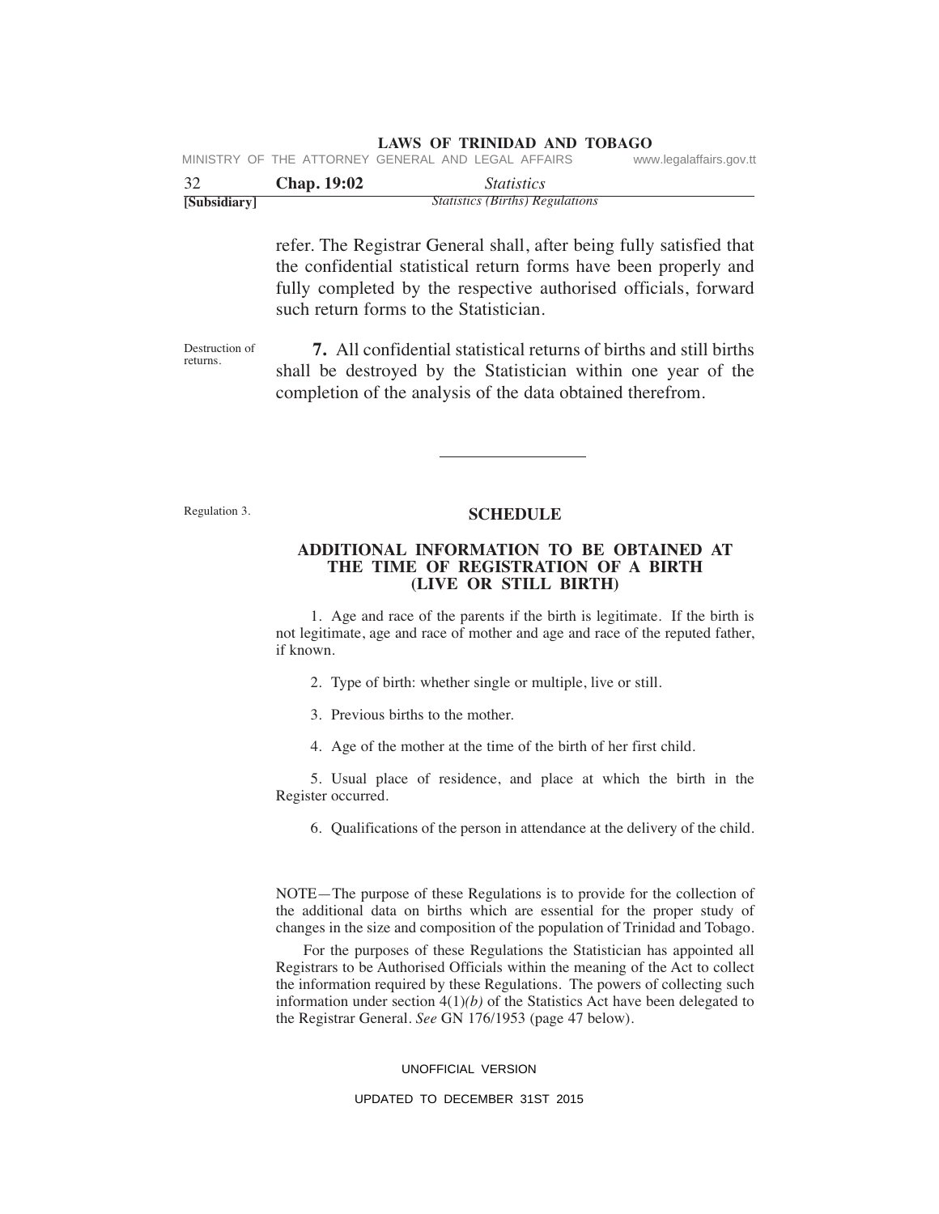refer. The Registrar General shall, after being fully satisfied that the confidential statistical return forms have been properly and fully completed by the respective authorised officials, forward such return forms to the Statistician.

Destruction of returns.

**7.** All confidential statistical returns of births and still births shall be destroyed by the Statistician within one year of the completion of the analysis of the data obtained therefrom.

---

Regulation 3.

## SCHEDULE

### ADDITIONAL INFORMATION TO BE OBTAINED AT THE TIME OF REGISTRATION OF A BIRTH (LIVE OR STILL BIRTH)

1. Age and race of the parents if the birth is legitimate. If the birth is not legitimate, age and race of mother and age and race of the reputed father, if known.

2. Type of birth: whether single or multiple, live or still.

3. Previous births to the mother.

4. Age of the mother at the time of the birth of her first child.

5. Usual place of residence, and place at which the birth in the Register occurred.

6. Qualifications of the person in attendance at the delivery of the child.

NOTE—The purpose of these Regulations is to provide for the collection of the additional data on births which are essential for the proper study of changes in the size and composition of the population of Trinidad and Tobago.

For the purposes of these Regulations the Statistician has appointed all Registrars to be Authorised Officials within the meaning of the Act to collect the information required by these Regulations. The powers of collecting such information under section 4(1)*(b)* of the Statistics Act have been delegated to the Registrar General. *See* GN 176/1953 (page 47 below).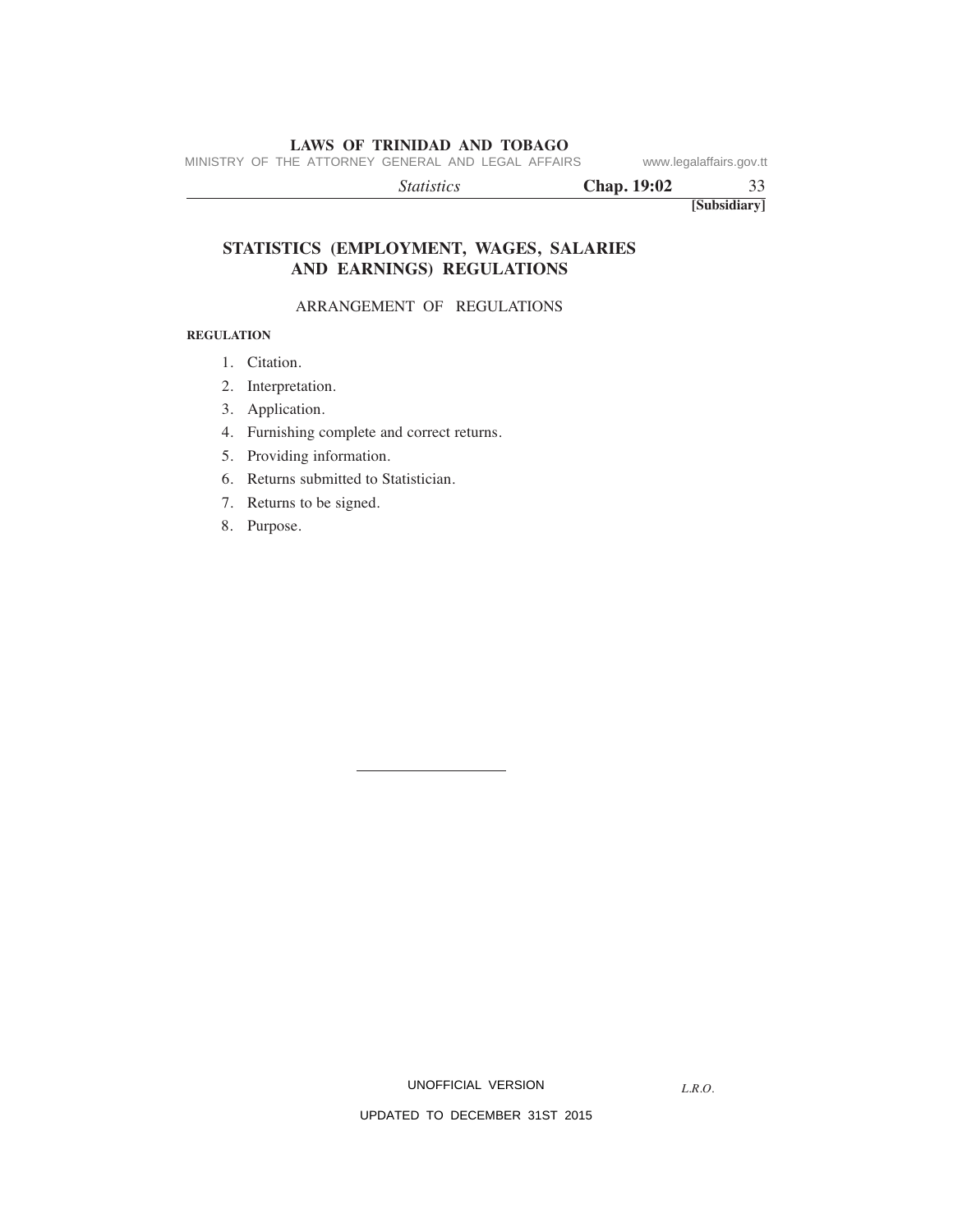**[Subsidiary]**

# STATISTICS (EMPLOYMENT, WAGES, SALARIES AND EARNINGS) REGULATIONS

## ARRANGEMENT OF REGULATIONS

**REGULATION**

1. Citation.
2. Interpretation.
3. Application.
4. Furnishing complete and correct returns.
5. Providing information.
6. Returns submitted to Statistician.
7. Returns to be signed.
8. Purpose.

---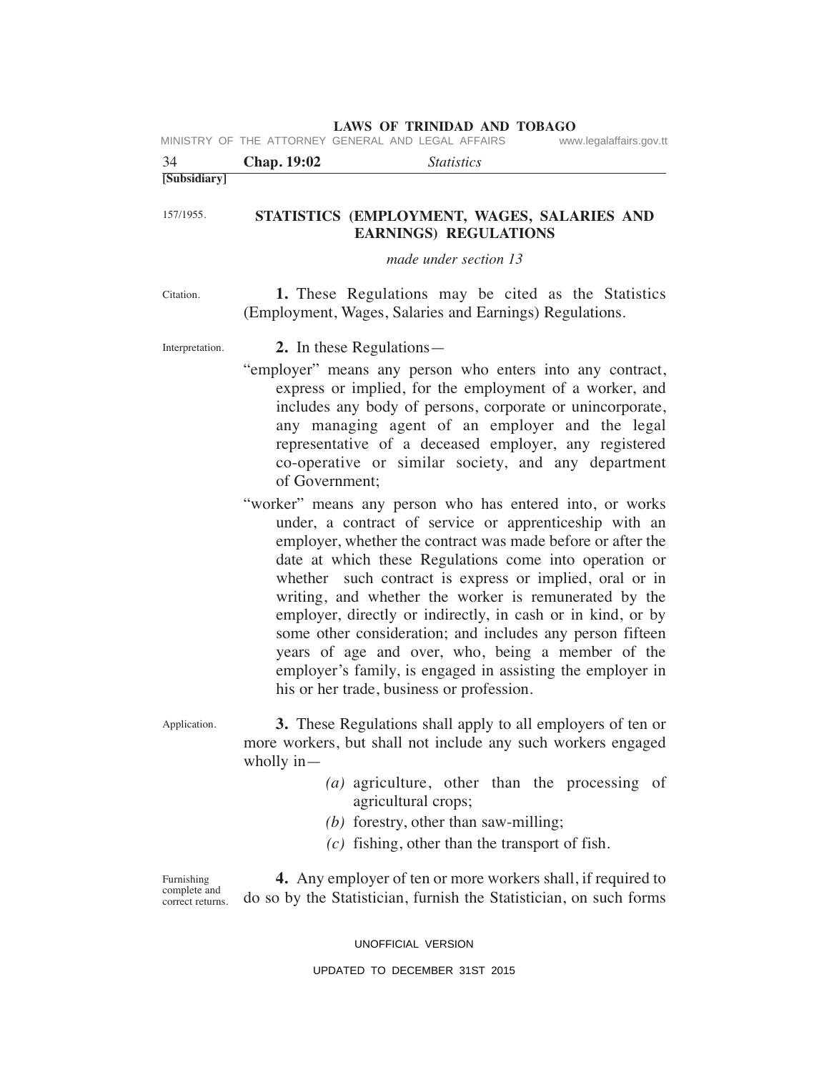157/1955.

## STATISTICS (EMPLOYMENT, WAGES, SALARIES AND EARNINGS) REGULATIONS

*made under section 13*

Citation.

**1.** These Regulations may be cited as the Statistics (Employment, Wages, Salaries and Earnings) Regulations.

Interpretation.

**2.** In these Regulations—

"employer" means any person who enters into any contract, express or implied, for the employment of a worker, and includes any body of persons, corporate or unincorporate, any managing agent of an employer and the legal representative of a deceased employer, any registered co-operative or similar society, and any department of Government;

"worker" means any person who has entered into, or works under, a contract of service or apprenticeship with an employer, whether the contract was made before or after the date at which these Regulations come into operation or whether such contract is express or implied, oral or in writing, and whether the worker is remunerated by the employer, directly or indirectly, in cash or in kind, or by some other consideration; and includes any person fifteen years of age and over, who, being a member of the employer's family, is engaged in assisting the employer in his or her trade, business or profession.

Application.

**3.** These Regulations shall apply to all employers of ten or more workers, but shall not include any such workers engaged wholly in—

*(a)* agriculture, other than the processing of agricultural crops;

*(b)* forestry, other than saw-milling;

*(c)* fishing, other than the transport of fish.

Furnishing complete and correct returns.

**4.** Any employer of ten or more workers shall, if required to do so by the Statistician, furnish the Statistician, on such forms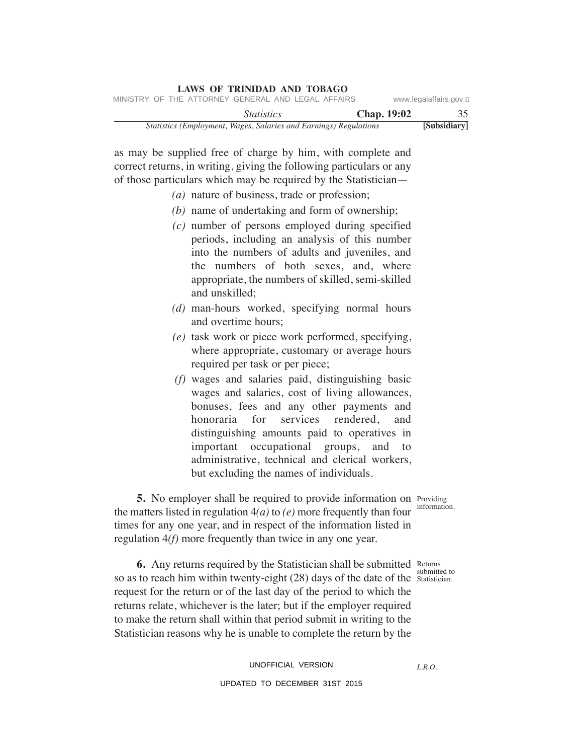as may be supplied free of charge by him, with complete and correct returns, in writing, giving the following particulars or any of those particulars which may be required by the Statistician—

*(a)* nature of business, trade or profession;

*(b)* name of undertaking and form of ownership;

*(c)* number of persons employed during specified periods, including an analysis of this number into the numbers of adults and juveniles, and the numbers of both sexes, and, where appropriate, the numbers of skilled, semi-skilled and unskilled;

*(d)* man-hours worked, specifying normal hours and overtime hours;

*(e)* task work or piece work performed, specifying, where appropriate, customary or average hours required per task or per piece;

*(f)* wages and salaries paid, distinguishing basic wages and salaries, cost of living allowances, bonuses, fees and any other payments and honoraria for services rendered, and distinguishing amounts paid to operatives in important occupational groups, and to administrative, technical and clerical workers, but excluding the names of individuals.

Providing information.

**5.** No employer shall be required to provide information on the matters listed in regulation 4*(a)* to *(e)* more frequently than four times for any one year, and in respect of the information listed in regulation 4*(f)* more frequently than twice in any one year.

Returns submitted to Statistician.

**6.** Any returns required by the Statistician shall be submitted so as to reach him within twenty-eight (28) days of the date of the request for the return or of the last day of the period to which the returns relate, whichever is the later; but if the employer required to make the return shall within that period submit in writing to the Statistician reasons why he is unable to complete the return by the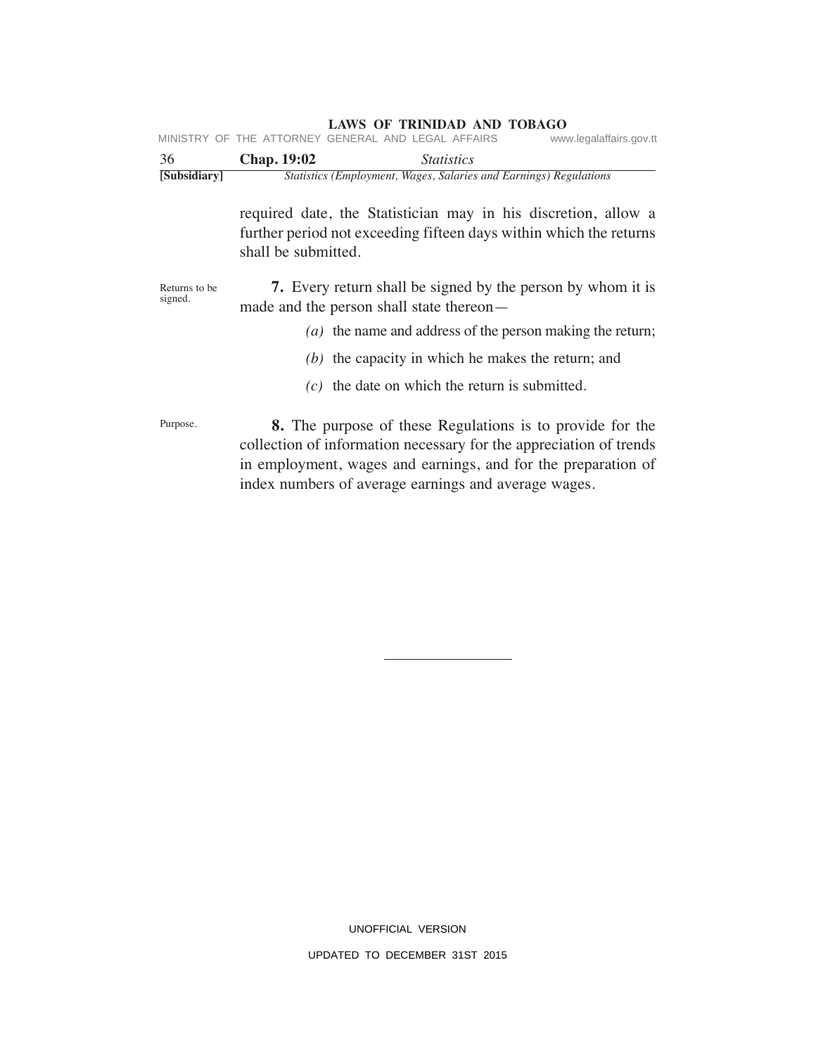required date, the Statistician may in his discretion, allow a further period not exceeding fifteen days within which the returns shall be submitted.

Returns to be signed.

**7.** Every return shall be signed by the person by whom it is made and the person shall state thereon—

*(a)* the name and address of the person making the return;

*(b)* the capacity in which he makes the return; and

*(c)* the date on which the return is submitted.

Purpose.

**8.** The purpose of these Regulations is to provide for the collection of information necessary for the appreciation of trends in employment, wages and earnings, and for the preparation of index numbers of average earnings and average wages.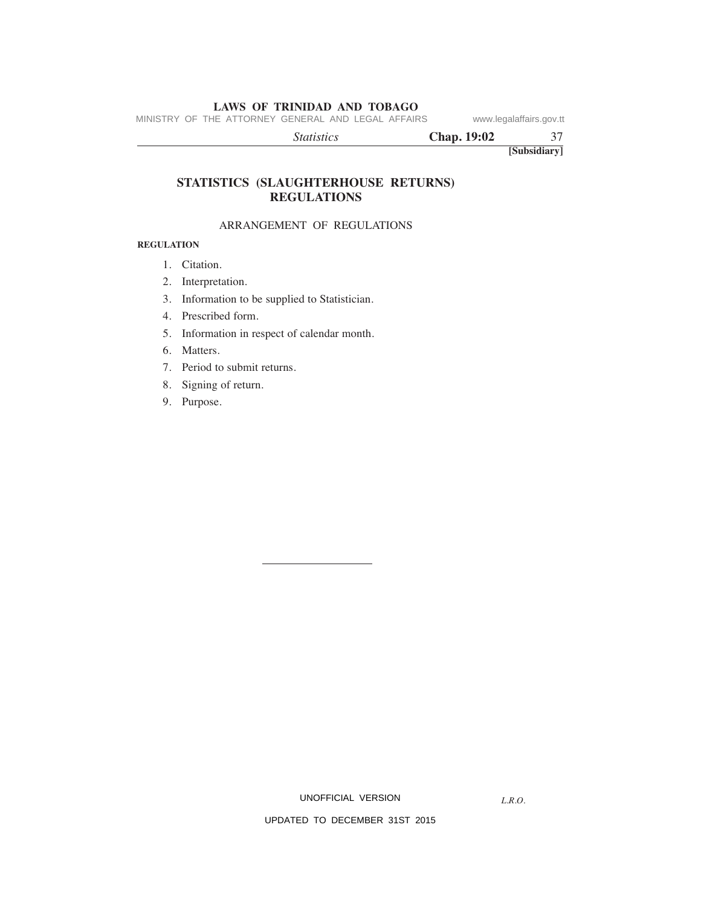**[Subsidiary]**

# STATISTICS (SLAUGHTERHOUSE RETURNS) REGULATIONS

ARRANGEMENT OF REGULATIONS

**REGULATION**

1. Citation.
2. Interpretation.
3. Information to be supplied to Statistician.
4. Prescribed form.
5. Information in respect of calendar month.
6. Matters.
7. Period to submit returns.
8. Signing of return.
9. Purpose.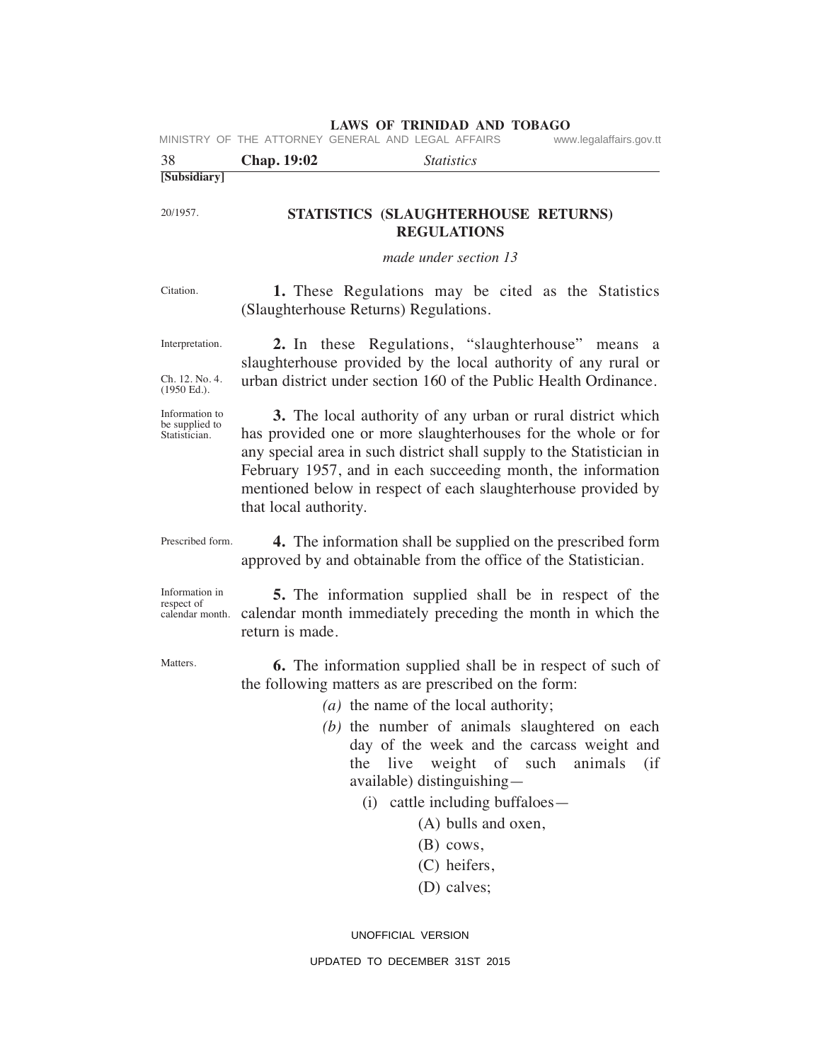[Subsidiary]

20/1957.

## STATISTICS (SLAUGHTERHOUSE RETURNS) REGULATIONS

*made under section 13*

Citation.

**1.** These Regulations may be cited as the Statistics (Slaughterhouse Returns) Regulations.

Interpretation.

Ch. 12. No. 4. (1950 Ed.).

**2.** In these Regulations, "slaughterhouse" means a slaughterhouse provided by the local authority of any rural or urban district under section 160 of the Public Health Ordinance.

Information to be supplied to Statistician.

**3.** The local authority of any urban or rural district which has provided one or more slaughterhouses for the whole or for any special area in such district shall supply to the Statistician in February 1957, and in each succeeding month, the information mentioned below in respect of each slaughterhouse provided by that local authority.

Prescribed form.

**4.** The information shall be supplied on the prescribed form approved by and obtainable from the office of the Statistician.

Information in respect of calendar month.

**5.** The information supplied shall be in respect of the calendar month immediately preceding the month in which the return is made.

Matters.

**6.** The information supplied shall be in respect of such of the following matters as are prescribed on the form:

*(a)* the name of the local authority;

*(b)* the number of animals slaughtered on each day of the week and the carcass weight and the live weight of such animals (if available) distinguishing—

(i) cattle including buffaloes—

(A) bulls and oxen,

(B) cows,

(C) heifers,

(D) calves;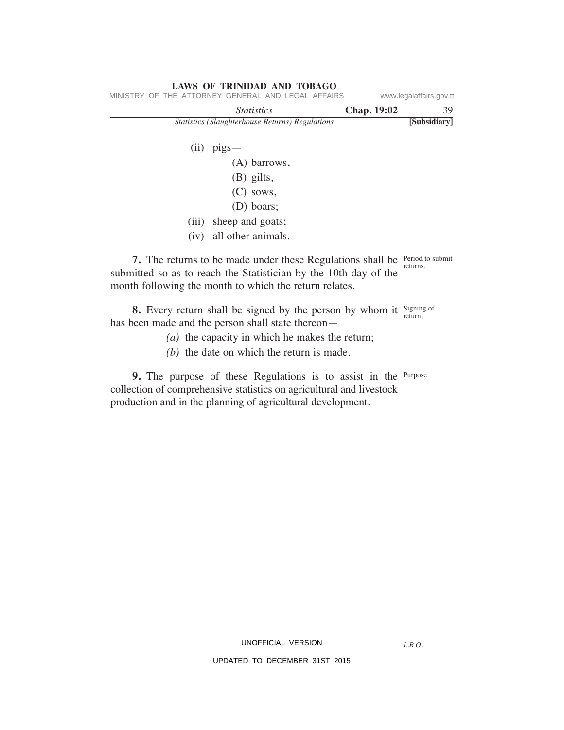(ii) pigs—

(A) barrows,

(B) gilts,

(C) sows,

(D) boars;

(iii) sheep and goats;

(iv) all other animals.

Period to submit returns.

**7.** The returns to be made under these Regulations shall be submitted so as to reach the Statistician by the 10th day of the month following the month to which the return relates.

Signing of return.

**8.** Every return shall be signed by the person by whom it has been made and the person shall state thereon—

*(a)* the capacity in which he makes the return;

*(b)* the date on which the return is made.

Purpose.

**9.** The purpose of these Regulations is to assist in the collection of comprehensive statistics on agricultural and livestock production and in the planning of agricultural development.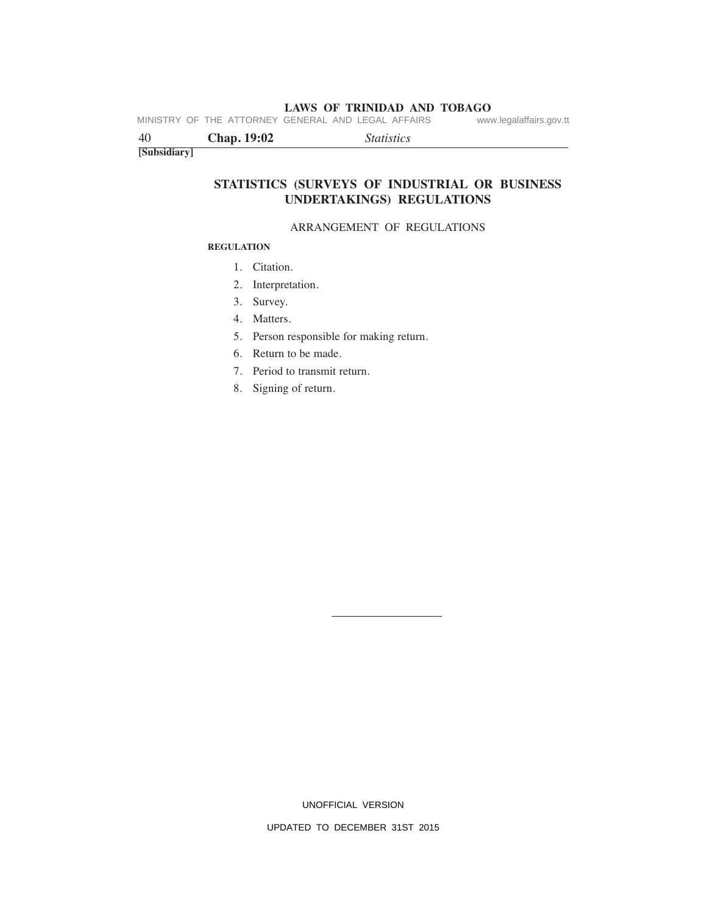**[Subsidiary]**

## STATISTICS (SURVEYS OF INDUSTRIAL OR BUSINESS UNDERTAKINGS) REGULATIONS

ARRANGEMENT OF REGULATIONS

**REGULATION**

1. Citation.
2. Interpretation.
3. Survey.
4. Matters.
5. Person responsible for making return.
6. Return to be made.
7. Period to transmit return.
8. Signing of return.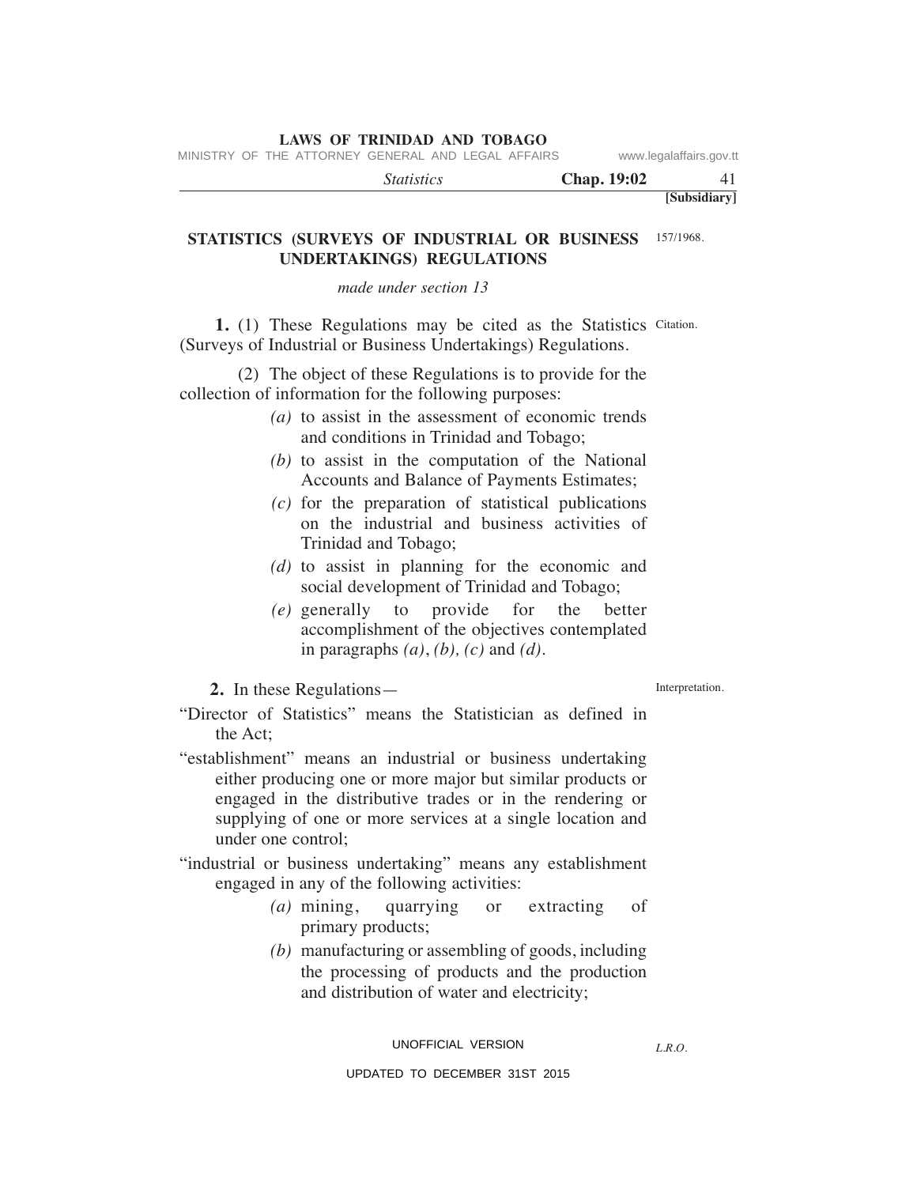**[Subsidiary]**

## STATISTICS (SURVEYS OF INDUSTRIAL OR BUSINESS UNDERTAKINGS) REGULATIONS

157/1968.

*made under section 13*

Citation.

**1.** (1) These Regulations may be cited as the Statistics (Surveys of Industrial or Business Undertakings) Regulations.

(2) The object of these Regulations is to provide for the collection of information for the following purposes:

*(a)* to assist in the assessment of economic trends and conditions in Trinidad and Tobago;

*(b)* to assist in the computation of the National Accounts and Balance of Payments Estimates;

*(c)* for the preparation of statistical publications on the industrial and business activities of Trinidad and Tobago;

*(d)* to assist in planning for the economic and social development of Trinidad and Tobago;

*(e)* generally to provide for the better accomplishment of the objectives contemplated in paragraphs *(a)*, *(b), (c)* and *(d)*.

Interpretation.

**2.** In these Regulations—

"Director of Statistics" means the Statistician as defined in the Act;

"establishment" means an industrial or business undertaking either producing one or more major but similar products or engaged in the distributive trades or in the rendering or supplying of one or more services at a single location and under one control;

"industrial or business undertaking" means any establishment engaged in any of the following activities:

*(a)* mining, quarrying or extracting of primary products;

*(b)* manufacturing or assembling of goods, including the processing of products and the production and distribution of water and electricity;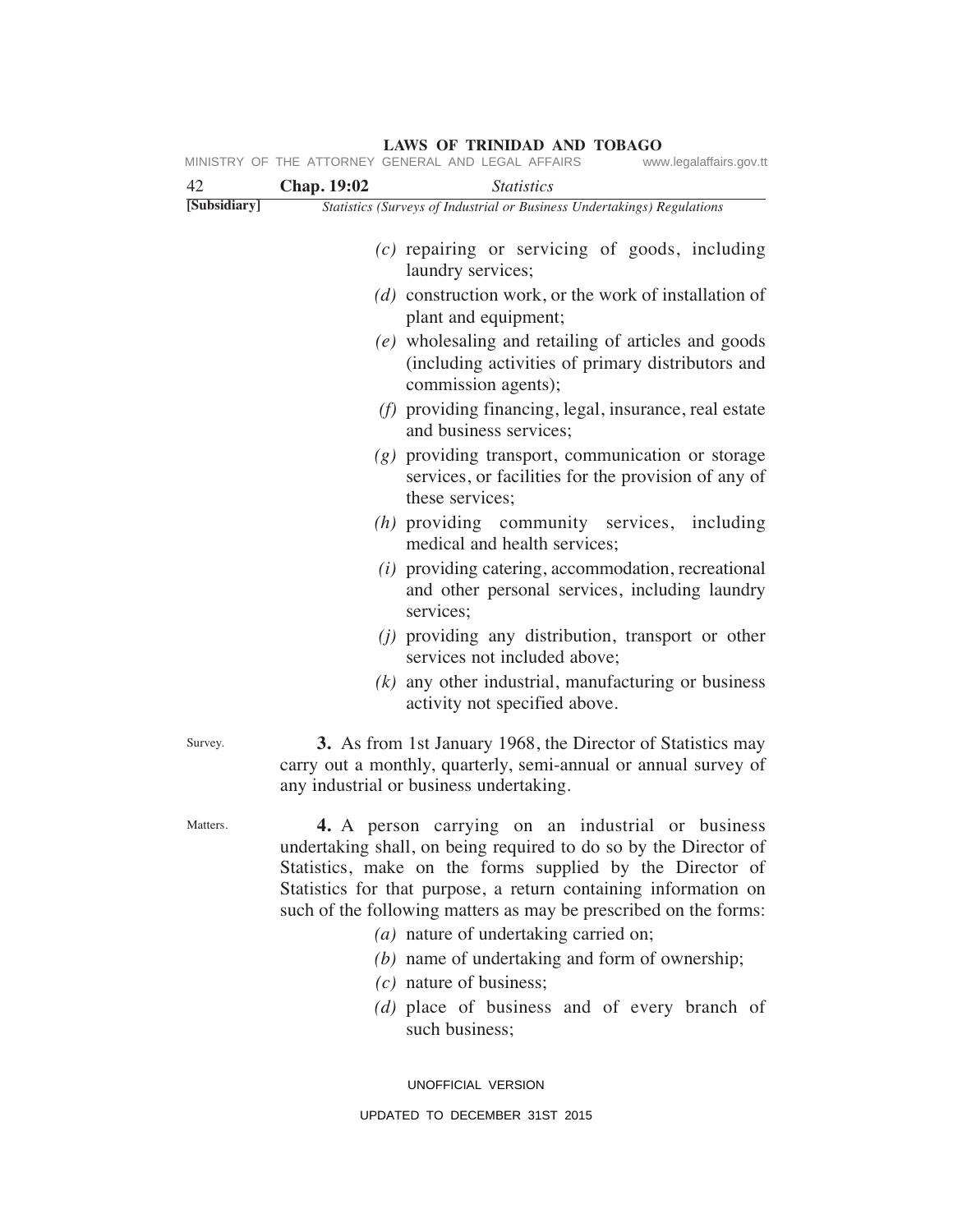(c) repairing or servicing of goods, including laundry services;

(d) construction work, or the work of installation of plant and equipment;

(e) wholesaling and retailing of articles and goods (including activities of primary distributors and commission agents);

(f) providing financing, legal, insurance, real estate and business services;

(g) providing transport, communication or storage services, or facilities for the provision of any of these services;

(h) providing community services, including medical and health services;

(i) providing catering, accommodation, recreational and other personal services, including laundry services;

(j) providing any distribution, transport or other services not included above;

(k) any other industrial, manufacturing or business activity not specified above.

Survey.

**3.** As from 1st January 1968, the Director of Statistics may carry out a monthly, quarterly, semi-annual or annual survey of any industrial or business undertaking.

Matters.

**4.** A person carrying on an industrial or business undertaking shall, on being required to do so by the Director of Statistics, make on the forms supplied by the Director of Statistics for that purpose, a return containing information on such of the following matters as may be prescribed on the forms:

(a) nature of undertaking carried on;

(b) name of undertaking and form of ownership;

(c) nature of business;

(d) place of business and of every branch of such business;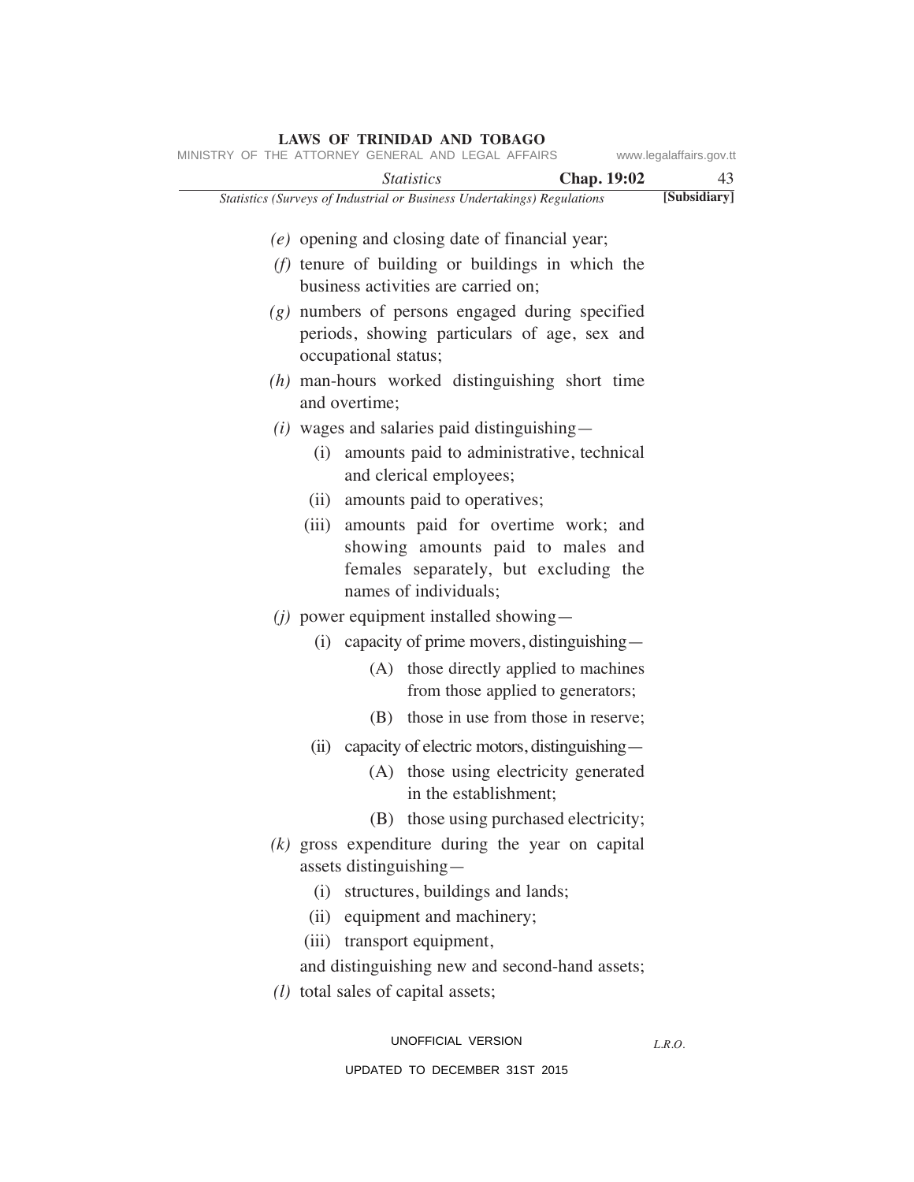*(e)* opening and closing date of financial year;

*(f)* tenure of building or buildings in which the business activities are carried on;

*(g)* numbers of persons engaged during specified periods, showing particulars of age, sex and occupational status;

*(h)* man-hours worked distinguishing short time and overtime;

*(i)* wages and salaries paid distinguishing—

- (i) amounts paid to administrative, technical and clerical employees;
- (ii) amounts paid to operatives;
- (iii) amounts paid for overtime work; and showing amounts paid to males and females separately, but excluding the names of individuals;

*(j)* power equipment installed showing—

- (i) capacity of prime movers, distinguishing—
  - (A) those directly applied to machines from those applied to generators;
  - (B) those in use from those in reserve;
- (ii) capacity of electric motors, distinguishing—
  - (A) those using electricity generated in the establishment;
  - (B) those using purchased electricity;

*(k)* gross expenditure during the year on capital assets distinguishing—

- (i) structures, buildings and lands;
- (ii) equipment and machinery;
- (iii) transport equipment,

and distinguishing new and second-hand assets;

*(l)* total sales of capital assets;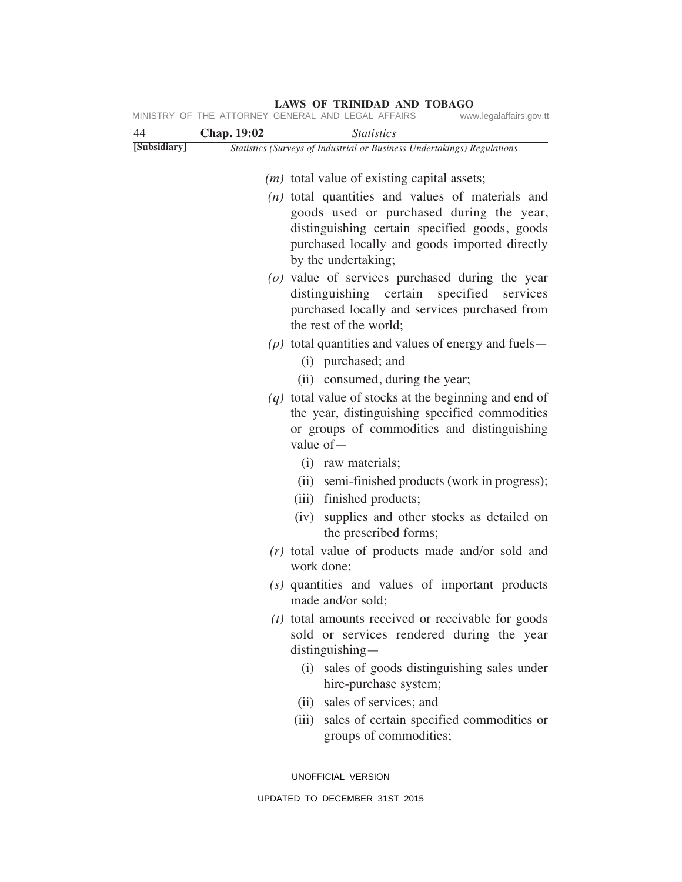*(m)* total value of existing capital assets;

*(n)* total quantities and values of materials and goods used or purchased during the year, distinguishing certain specified goods, goods purchased locally and goods imported directly by the undertaking;

*(o)* value of services purchased during the year distinguishing certain specified services purchased locally and services purchased from the rest of the world;

*(p)* total quantities and values of energy and fuels—

(i) purchased; and

(ii) consumed, during the year;

*(q)* total value of stocks at the beginning and end of the year, distinguishing specified commodities or groups of commodities and distinguishing value of—

(i) raw materials;

(ii) semi-finished products (work in progress);

(iii) finished products;

(iv) supplies and other stocks as detailed on the prescribed forms;

*(r)* total value of products made and/or sold and work done;

*(s)* quantities and values of important products made and/or sold;

*(t)* total amounts received or receivable for goods sold or services rendered during the year distinguishing—

(i) sales of goods distinguishing sales under hire-purchase system;

(ii) sales of services; and

(iii) sales of certain specified commodities or groups of commodities;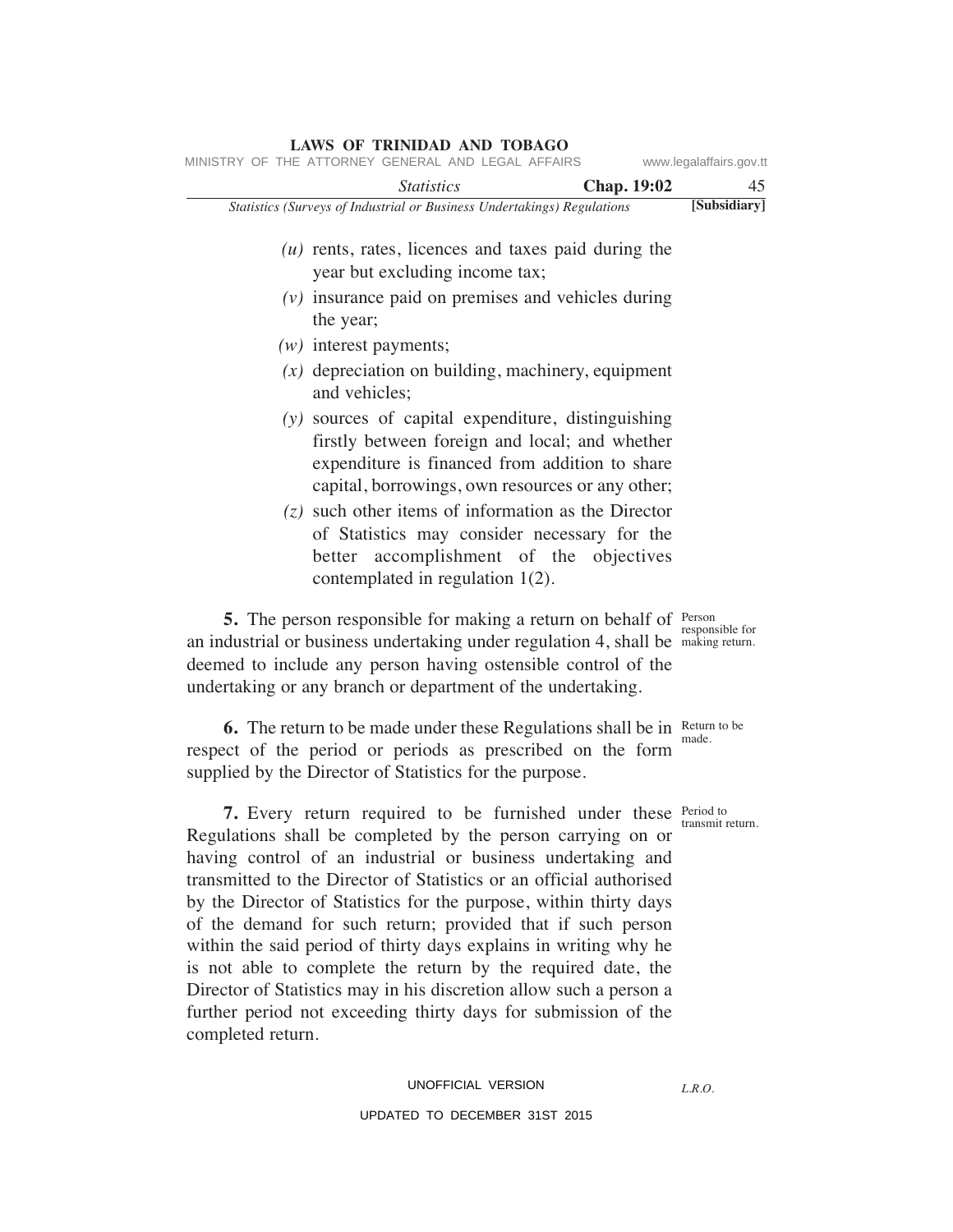(u) rents, rates, licences and taxes paid during the year but excluding income tax;

(v) insurance paid on premises and vehicles during the year;

(w) interest payments;

(x) depreciation on building, machinery, equipment and vehicles;

(y) sources of capital expenditure, distinguishing firstly between foreign and local; and whether expenditure is financed from addition to share capital, borrowings, own resources or any other;

(z) such other items of information as the Director of Statistics may consider necessary for the better accomplishment of the objectives contemplated in regulation 1(2).

**5.** The person responsible for making a return on behalf of an industrial or business undertaking under regulation 4, shall be deemed to include any person having ostensible control of the undertaking or any branch or department of the undertaking.

*Person responsible for making return.*

**6.** The return to be made under these Regulations shall be in respect of the period or periods as prescribed on the form supplied by the Director of Statistics for the purpose.

*Return to be made.*

**7.** Every return required to be furnished under these Regulations shall be completed by the person carrying on or having control of an industrial or business undertaking and transmitted to the Director of Statistics or an official authorised by the Director of Statistics for the purpose, within thirty days of the demand for such return; provided that if such person within the said period of thirty days explains in writing why he is not able to complete the return by the required date, the Director of Statistics may in his discretion allow such a person a further period not exceeding thirty days for submission of the completed return.

*Period to transmit return.*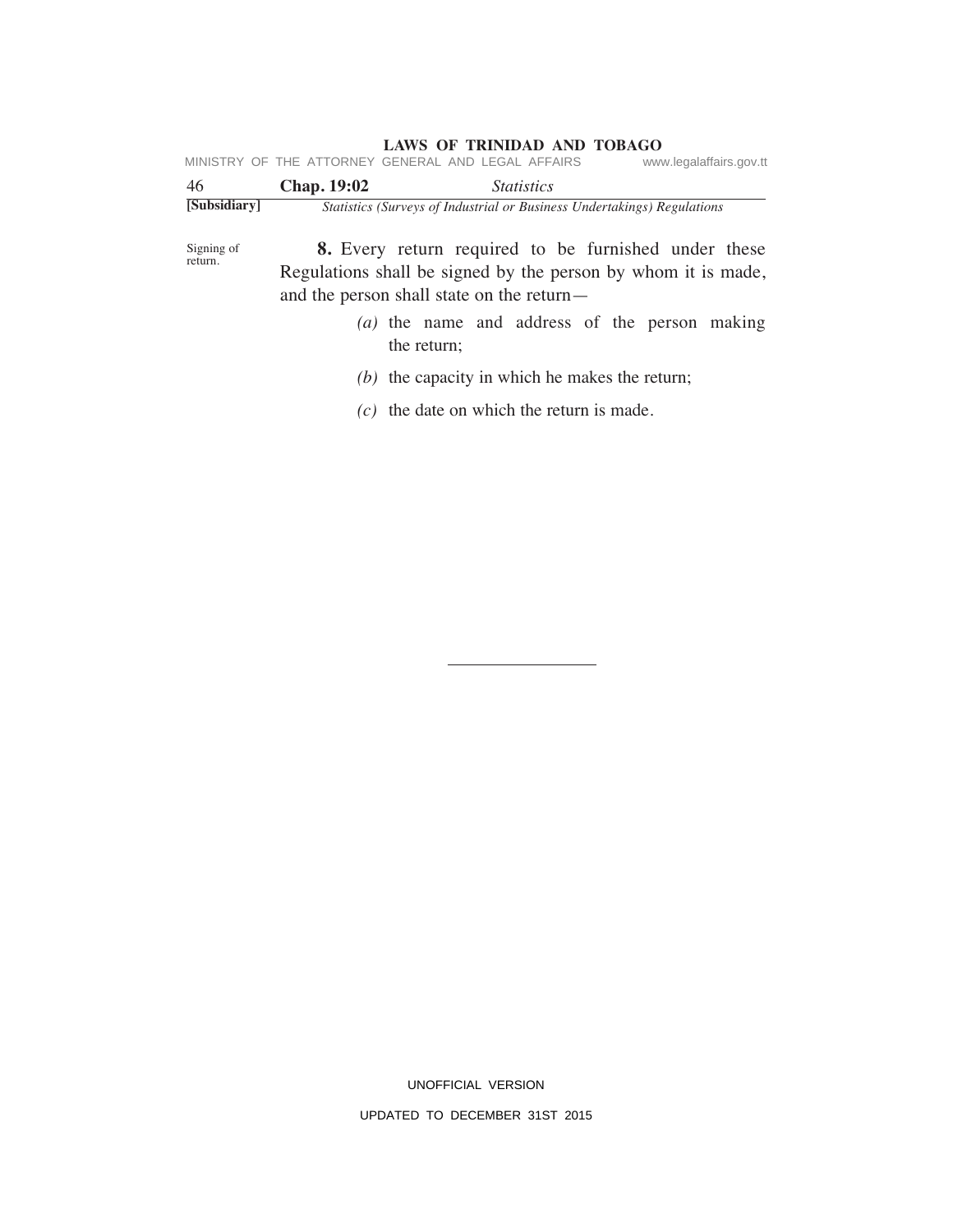Signing of return.

**8.** Every return required to be furnished under these Regulations shall be signed by the person by whom it is made, and the person shall state on the return—

*(a)* the name and address of the person making the return;

*(b)* the capacity in which he makes the return;

*(c)* the date on which the return is made.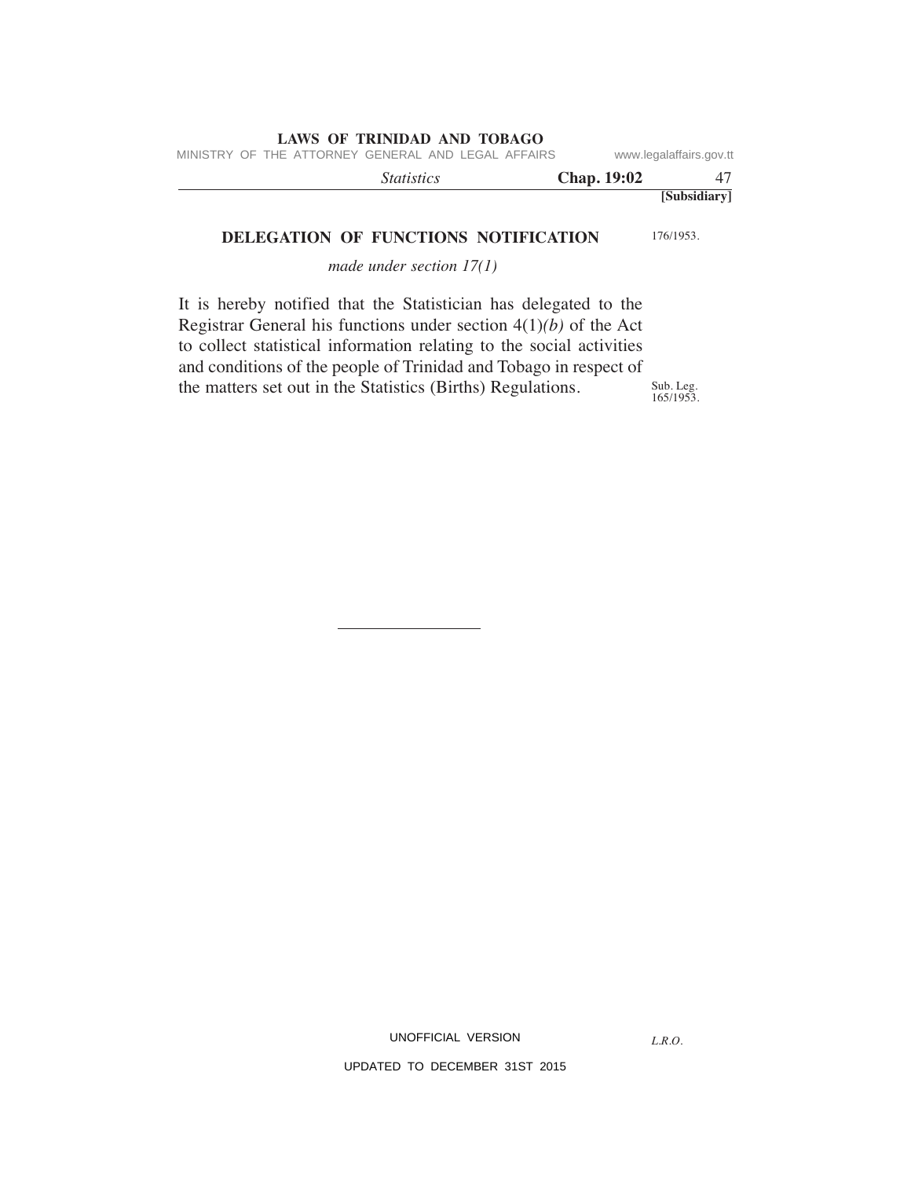## DELEGATION OF FUNCTIONS NOTIFICATION

176/1953.

*made under section 17(1)*

It is hereby notified that the Statistician has delegated to the Registrar General his functions under section 4(1)*(b)* of the Act to collect statistical information relating to the social activities and conditions of the people of Trinidad and Tobago in respect of the matters set out in the Statistics (Births) Regulations.

Sub. Leg. 165/1953.